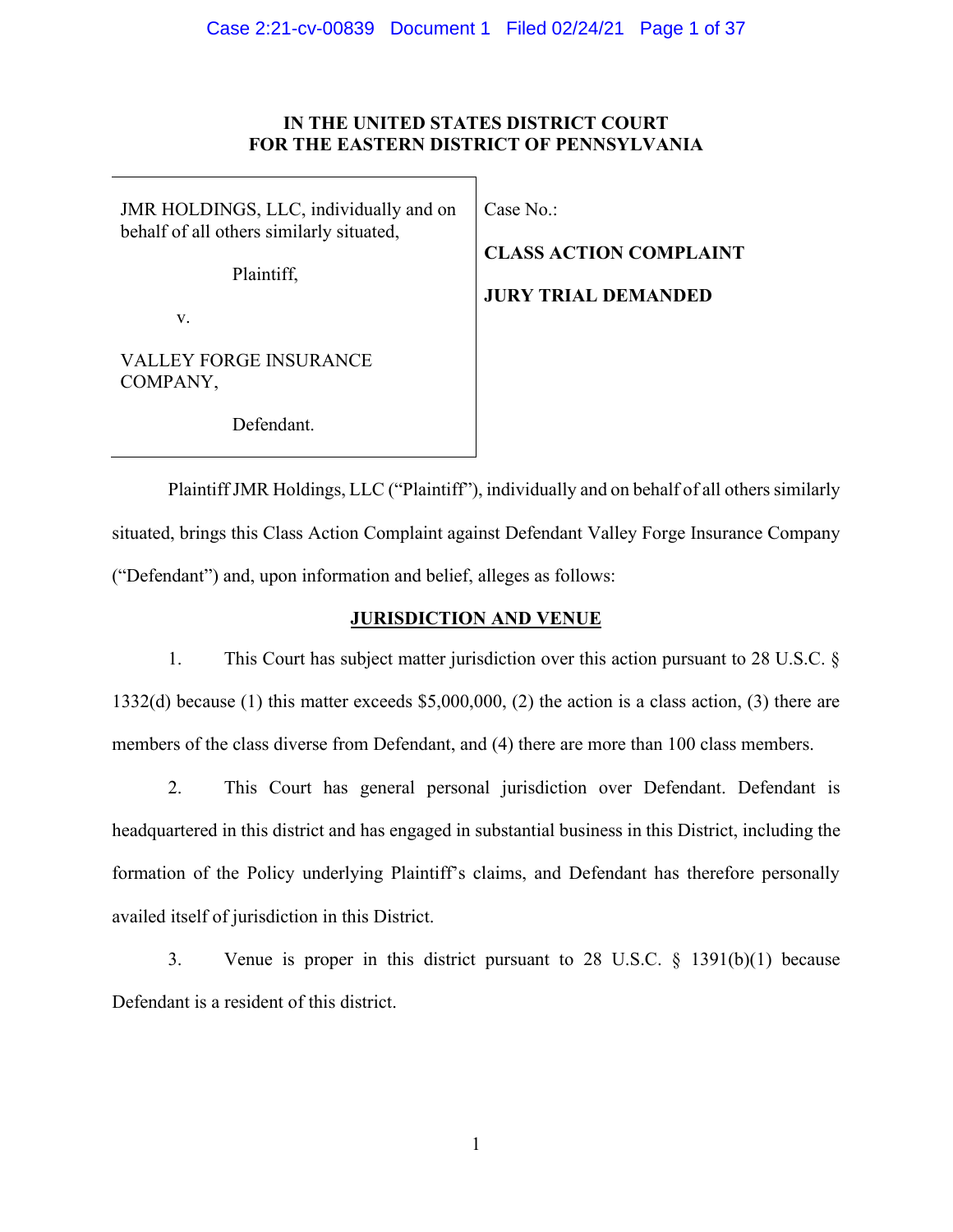**IN THE UNITED STATES DISTRICT COURT**
**FOR THE EASTERN DISTRICT OF PENNSYLVANIA**

| | |
|---|---|
| JMR HOLDINGS, LLC, individually and on behalf of all others similarly situated,<br><br>Plaintiff,<br><br>v.<br><br>VALLEY FORGE INSURANCE COMPANY,<br><br>Defendant. | Case No.:<br><br>**CLASS ACTION COMPLAINT**<br><br>**JURY TRIAL DEMANDED** |

Plaintiff JMR Holdings, LLC ("Plaintiff"), individually and on behalf of all others similarly situated, brings this Class Action Complaint against Defendant Valley Forge Insurance Company ("Defendant") and, upon information and belief, alleges as follows:

## JURISDICTION AND VENUE

1. This Court has subject matter jurisdiction over this action pursuant to 28 U.S.C. § 1332(d) because (1) this matter exceeds $5,000,000, (2) the action is a class action, (3) there are members of the class diverse from Defendant, and (4) there are more than 100 class members.

2. This Court has general personal jurisdiction over Defendant. Defendant is headquartered in this district and has engaged in substantial business in this District, including the formation of the Policy underlying Plaintiff's claims, and Defendant has therefore personally availed itself of jurisdiction in this District.

3. Venue is proper in this district pursuant to 28 U.S.C. § 1391(b)(1) because Defendant is a resident of this district.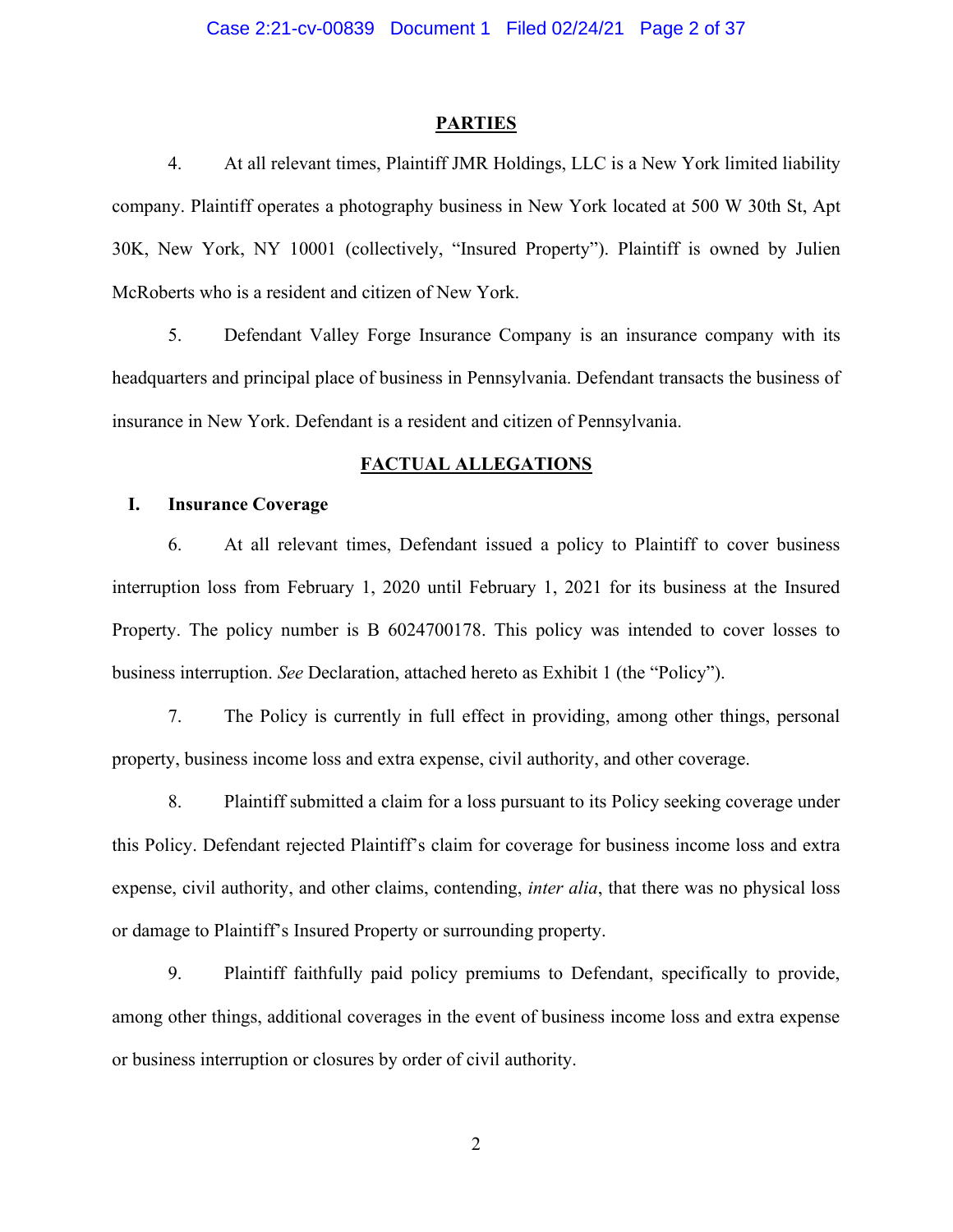## PARTIES

4. At all relevant times, Plaintiff JMR Holdings, LLC is a New York limited liability company. Plaintiff operates a photography business in New York located at 500 W 30th St, Apt 30K, New York, NY 10001 (collectively, "Insured Property"). Plaintiff is owned by Julien McRoberts who is a resident and citizen of New York.

5. Defendant Valley Forge Insurance Company is an insurance company with its headquarters and principal place of business in Pennsylvania. Defendant transacts the business of insurance in New York. Defendant is a resident and citizen of Pennsylvania.

## FACTUAL ALLEGATIONS

### I. Insurance Coverage

6. At all relevant times, Defendant issued a policy to Plaintiff to cover business interruption loss from February 1, 2020 until February 1, 2021 for its business at the Insured Property. The policy number is B 6024700178. This policy was intended to cover losses to business interruption. *See* Declaration, attached hereto as Exhibit 1 (the "Policy").

7. The Policy is currently in full effect in providing, among other things, personal property, business income loss and extra expense, civil authority, and other coverage.

8. Plaintiff submitted a claim for a loss pursuant to its Policy seeking coverage under this Policy. Defendant rejected Plaintiff's claim for coverage for business income loss and extra expense, civil authority, and other claims, contending, *inter alia*, that there was no physical loss or damage to Plaintiff's Insured Property or surrounding property.

9. Plaintiff faithfully paid policy premiums to Defendant, specifically to provide, among other things, additional coverages in the event of business income loss and extra expense or business interruption or closures by order of civil authority.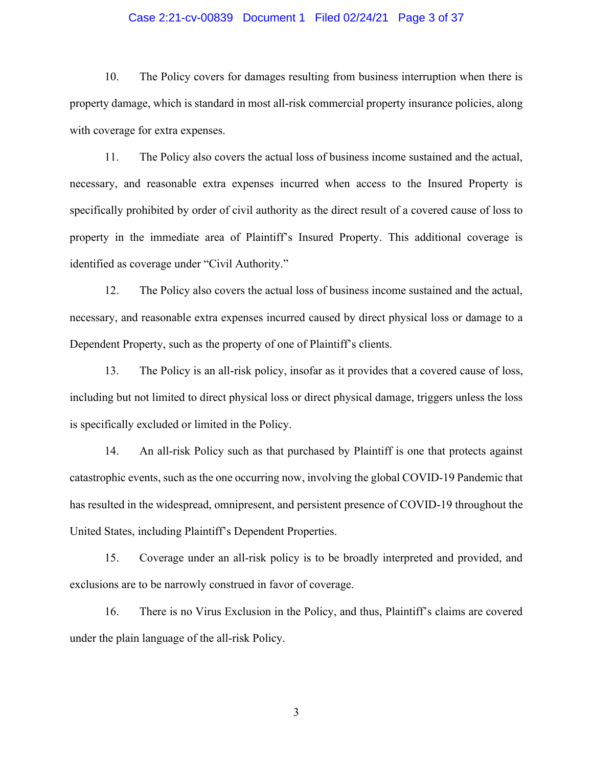10. The Policy covers for damages resulting from business interruption when there is property damage, which is standard in most all-risk commercial property insurance policies, along with coverage for extra expenses.

11. The Policy also covers the actual loss of business income sustained and the actual, necessary, and reasonable extra expenses incurred when access to the Insured Property is specifically prohibited by order of civil authority as the direct result of a covered cause of loss to property in the immediate area of Plaintiff's Insured Property. This additional coverage is identified as coverage under "Civil Authority."

12. The Policy also covers the actual loss of business income sustained and the actual, necessary, and reasonable extra expenses incurred caused by direct physical loss or damage to a Dependent Property, such as the property of one of Plaintiff's clients.

13. The Policy is an all-risk policy, insofar as it provides that a covered cause of loss, including but not limited to direct physical loss or direct physical damage, triggers unless the loss is specifically excluded or limited in the Policy.

14. An all-risk Policy such as that purchased by Plaintiff is one that protects against catastrophic events, such as the one occurring now, involving the global COVID-19 Pandemic that has resulted in the widespread, omnipresent, and persistent presence of COVID-19 throughout the United States, including Plaintiff's Dependent Properties.

15. Coverage under an all-risk policy is to be broadly interpreted and provided, and exclusions are to be narrowly construed in favor of coverage.

16. There is no Virus Exclusion in the Policy, and thus, Plaintiff's claims are covered under the plain language of the all-risk Policy.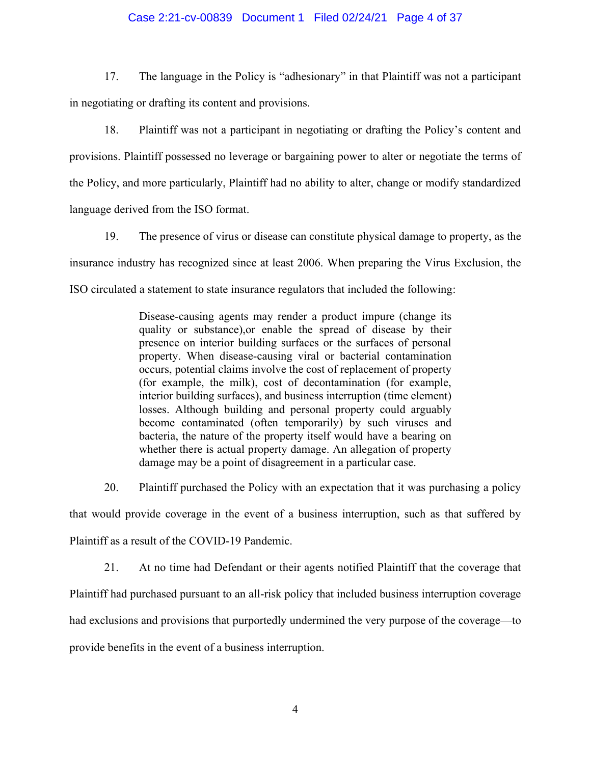17. The language in the Policy is "adhesionary" in that Plaintiff was not a participant in negotiating or drafting its content and provisions.

18. Plaintiff was not a participant in negotiating or drafting the Policy's content and provisions. Plaintiff possessed no leverage or bargaining power to alter or negotiate the terms of the Policy, and more particularly, Plaintiff had no ability to alter, change or modify standardized language derived from the ISO format.

19. The presence of virus or disease can constitute physical damage to property, as the insurance industry has recognized since at least 2006. When preparing the Virus Exclusion, the ISO circulated a statement to state insurance regulators that included the following:

> Disease-causing agents may render a product impure (change its quality or substance),or enable the spread of disease by their presence on interior building surfaces or the surfaces of personal property. When disease-causing viral or bacterial contamination occurs, potential claims involve the cost of replacement of property (for example, the milk), cost of decontamination (for example, interior building surfaces), and business interruption (time element) losses. Although building and personal property could arguably become contaminated (often temporarily) by such viruses and bacteria, the nature of the property itself would have a bearing on whether there is actual property damage. An allegation of property damage may be a point of disagreement in a particular case.

20. Plaintiff purchased the Policy with an expectation that it was purchasing a policy that would provide coverage in the event of a business interruption, such as that suffered by Plaintiff as a result of the COVID-19 Pandemic.

21. At no time had Defendant or their agents notified Plaintiff that the coverage that Plaintiff had purchased pursuant to an all-risk policy that included business interruption coverage had exclusions and provisions that purportedly undermined the very purpose of the coverage—to provide benefits in the event of a business interruption.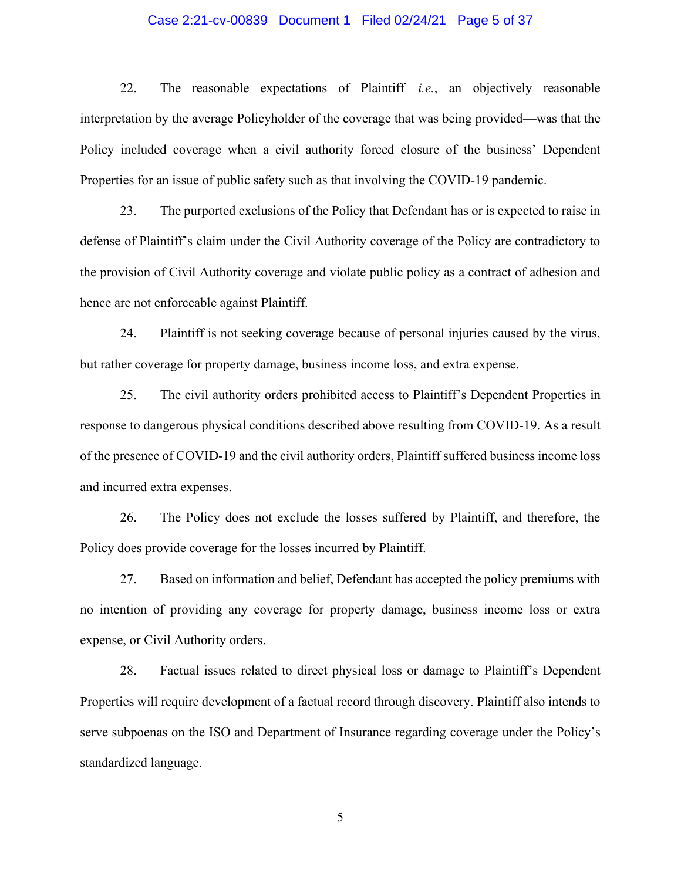22. The reasonable expectations of Plaintiff—*i.e.*, an objectively reasonable interpretation by the average Policyholder of the coverage that was being provided—was that the Policy included coverage when a civil authority forced closure of the business' Dependent Properties for an issue of public safety such as that involving the COVID-19 pandemic.

23. The purported exclusions of the Policy that Defendant has or is expected to raise in defense of Plaintiff's claim under the Civil Authority coverage of the Policy are contradictory to the provision of Civil Authority coverage and violate public policy as a contract of adhesion and hence are not enforceable against Plaintiff.

24. Plaintiff is not seeking coverage because of personal injuries caused by the virus, but rather coverage for property damage, business income loss, and extra expense.

25. The civil authority orders prohibited access to Plaintiff's Dependent Properties in response to dangerous physical conditions described above resulting from COVID-19. As a result of the presence of COVID-19 and the civil authority orders, Plaintiff suffered business income loss and incurred extra expenses.

26. The Policy does not exclude the losses suffered by Plaintiff, and therefore, the Policy does provide coverage for the losses incurred by Plaintiff.

27. Based on information and belief, Defendant has accepted the policy premiums with no intention of providing any coverage for property damage, business income loss or extra expense, or Civil Authority orders.

28. Factual issues related to direct physical loss or damage to Plaintiff's Dependent Properties will require development of a factual record through discovery. Plaintiff also intends to serve subpoenas on the ISO and Department of Insurance regarding coverage under the Policy's standardized language.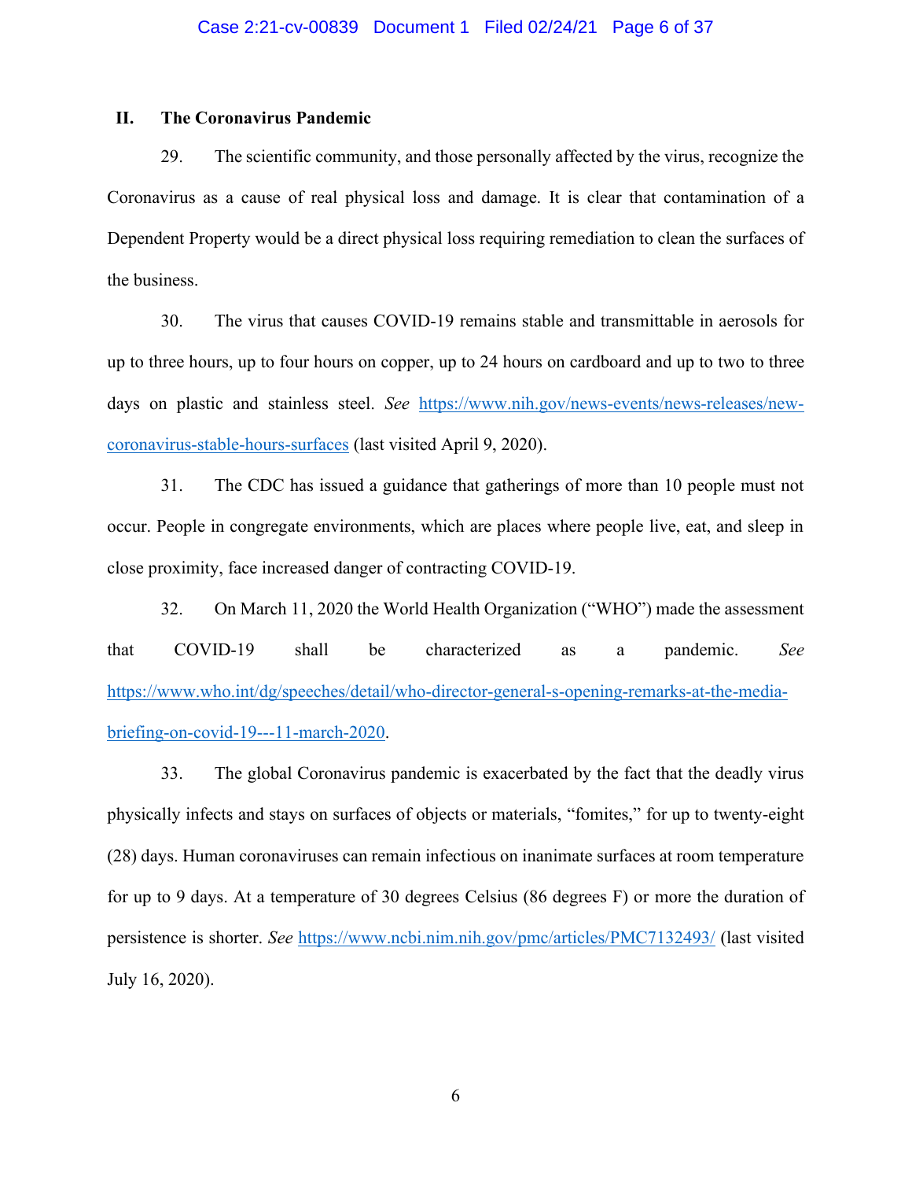## II. The Coronavirus Pandemic

29. The scientific community, and those personally affected by the virus, recognize the Coronavirus as a cause of real physical loss and damage. It is clear that contamination of a Dependent Property would be a direct physical loss requiring remediation to clean the surfaces of the business.

30. The virus that causes COVID-19 remains stable and transmittable in aerosols for up to three hours, up to four hours on copper, up to 24 hours on cardboard and up to two to three days on plastic and stainless steel. *See* https://www.nih.gov/news-events/news-releases/new-coronavirus-stable-hours-surfaces (last visited April 9, 2020).

31. The CDC has issued a guidance that gatherings of more than 10 people must not occur. People in congregate environments, which are places where people live, eat, and sleep in close proximity, face increased danger of contracting COVID-19.

32. On March 11, 2020 the World Health Organization ("WHO") made the assessment that COVID-19 shall be characterized as a pandemic. *See* https://www.who.int/dg/speeches/detail/who-director-general-s-opening-remarks-at-the-media-briefing-on-covid-19---11-march-2020.

33. The global Coronavirus pandemic is exacerbated by the fact that the deadly virus physically infects and stays on surfaces of objects or materials, "fomites," for up to twenty-eight (28) days. Human coronaviruses can remain infectious on inanimate surfaces at room temperature for up to 9 days. At a temperature of 30 degrees Celsius (86 degrees F) or more the duration of persistence is shorter. *See* https://www.ncbi.nim.nih.gov/pmc/articles/PMC7132493/ (last visited July 16, 2020).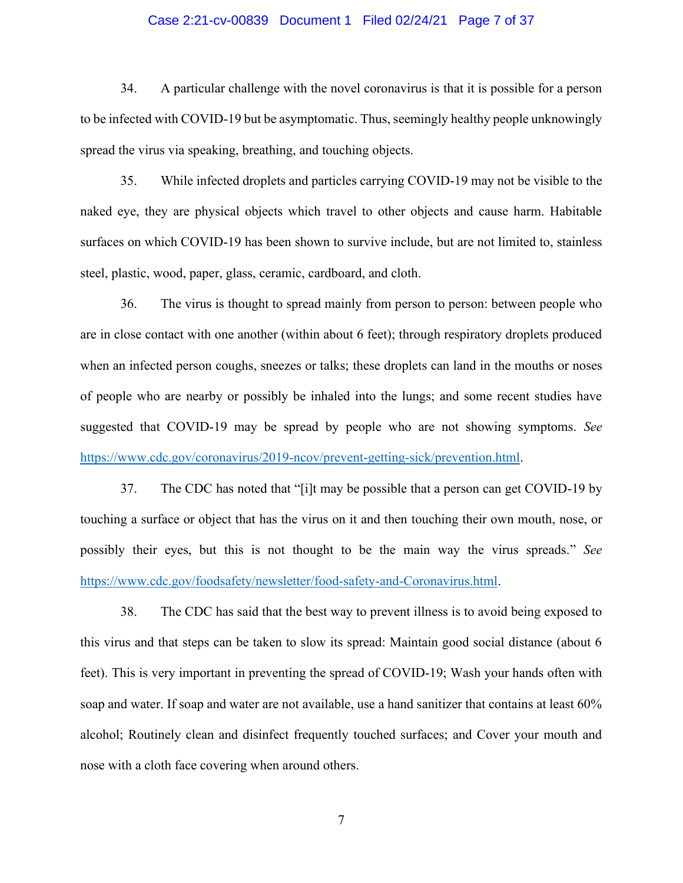34. A particular challenge with the novel coronavirus is that it is possible for a person to be infected with COVID-19 but be asymptomatic. Thus, seemingly healthy people unknowingly spread the virus via speaking, breathing, and touching objects.

35. While infected droplets and particles carrying COVID-19 may not be visible to the naked eye, they are physical objects which travel to other objects and cause harm. Habitable surfaces on which COVID-19 has been shown to survive include, but are not limited to, stainless steel, plastic, wood, paper, glass, ceramic, cardboard, and cloth.

36. The virus is thought to spread mainly from person to person: between people who are in close contact with one another (within about 6 feet); through respiratory droplets produced when an infected person coughs, sneezes or talks; these droplets can land in the mouths or noses of people who are nearby or possibly be inhaled into the lungs; and some recent studies have suggested that COVID-19 may be spread by people who are not showing symptoms. *See* https://www.cdc.gov/coronavirus/2019-ncov/prevent-getting-sick/prevention.html.

37. The CDC has noted that "[i]t may be possible that a person can get COVID-19 by touching a surface or object that has the virus on it and then touching their own mouth, nose, or possibly their eyes, but this is not thought to be the main way the virus spreads." *See* https://www.cdc.gov/foodsafety/newsletter/food-safety-and-Coronavirus.html.

38. The CDC has said that the best way to prevent illness is to avoid being exposed to this virus and that steps can be taken to slow its spread: Maintain good social distance (about 6 feet). This is very important in preventing the spread of COVID-19; Wash your hands often with soap and water. If soap and water are not available, use a hand sanitizer that contains at least 60% alcohol; Routinely clean and disinfect frequently touched surfaces; and Cover your mouth and nose with a cloth face covering when around others.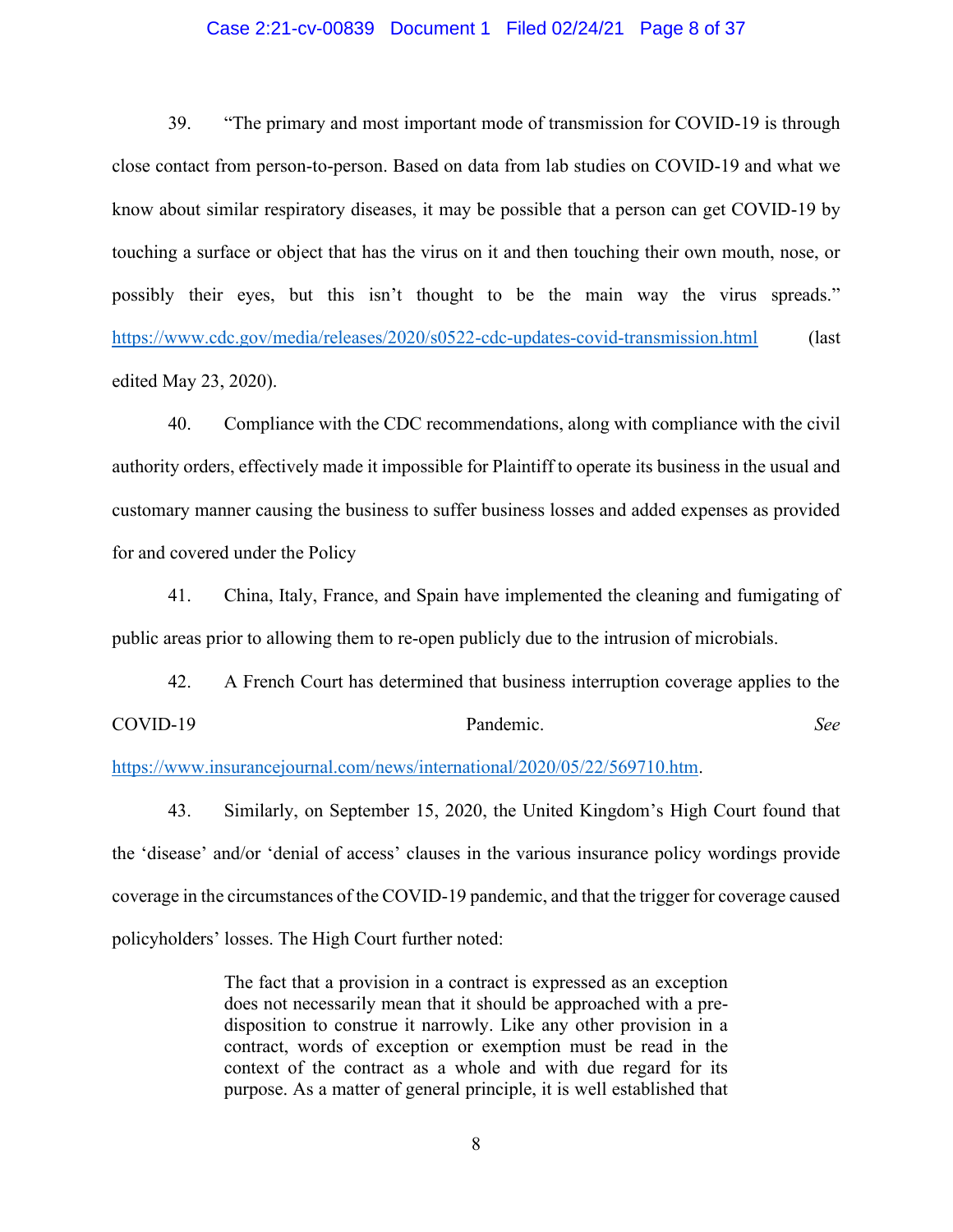39. "The primary and most important mode of transmission for COVID-19 is through close contact from person-to-person. Based on data from lab studies on COVID-19 and what we know about similar respiratory diseases, it may be possible that a person can get COVID-19 by touching a surface or object that has the virus on it and then touching their own mouth, nose, or possibly their eyes, but this isn't thought to be the main way the virus spreads." https://www.cdc.gov/media/releases/2020/s0522-cdc-updates-covid-transmission.html (last edited May 23, 2020).

40. Compliance with the CDC recommendations, along with compliance with the civil authority orders, effectively made it impossible for Plaintiff to operate its business in the usual and customary manner causing the business to suffer business losses and added expenses as provided for and covered under the Policy

41. China, Italy, France, and Spain have implemented the cleaning and fumigating of public areas prior to allowing them to re-open publicly due to the intrusion of microbials.

42. A French Court has determined that business interruption coverage applies to the COVID-19 Pandemic. *See* https://www.insurancejournal.com/news/international/2020/05/22/569710.htm.

43. Similarly, on September 15, 2020, the United Kingdom's High Court found that the 'disease' and/or 'denial of access' clauses in the various insurance policy wordings provide coverage in the circumstances of the COVID-19 pandemic, and that the trigger for coverage caused policyholders' losses. The High Court further noted:

> The fact that a provision in a contract is expressed as an exception does not necessarily mean that it should be approached with a pre-disposition to construe it narrowly. Like any other provision in a contract, words of exception or exemption must be read in the context of the contract as a whole and with due regard for its purpose. As a matter of general principle, it is well established that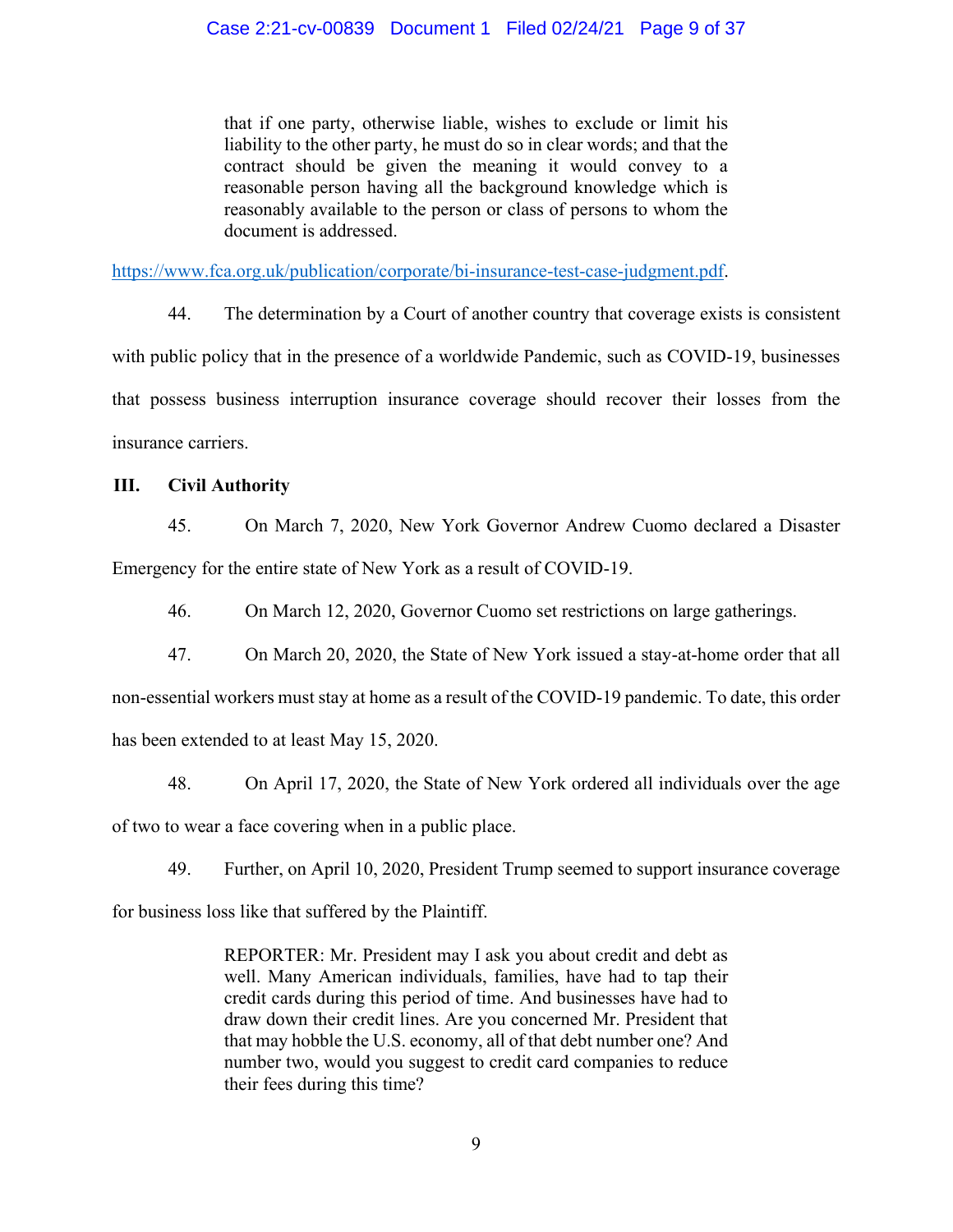> that if one party, otherwise liable, wishes to exclude or limit his liability to the other party, he must do so in clear words; and that the contract should be given the meaning it would convey to a reasonable person having all the background knowledge which is reasonably available to the person or class of persons to whom the document is addressed.

https://www.fca.org.uk/publication/corporate/bi-insurance-test-case-judgment.pdf.

44. The determination by a Court of another country that coverage exists is consistent with public policy that in the presence of a worldwide Pandemic, such as COVID-19, businesses that possess business interruption insurance coverage should recover their losses from the insurance carriers.

## III. Civil Authority

45. On March 7, 2020, New York Governor Andrew Cuomo declared a Disaster Emergency for the entire state of New York as a result of COVID-19.

46. On March 12, 2020, Governor Cuomo set restrictions on large gatherings.

47. On March 20, 2020, the State of New York issued a stay-at-home order that all non-essential workers must stay at home as a result of the COVID-19 pandemic. To date, this order has been extended to at least May 15, 2020.

48. On April 17, 2020, the State of New York ordered all individuals over the age of two to wear a face covering when in a public place.

49. Further, on April 10, 2020, President Trump seemed to support insurance coverage for business loss like that suffered by the Plaintiff.

> REPORTER: Mr. President may I ask you about credit and debt as well. Many American individuals, families, have had to tap their credit cards during this period of time. And businesses have had to draw down their credit lines. Are you concerned Mr. President that that may hobble the U.S. economy, all of that debt number one? And number two, would you suggest to credit card companies to reduce their fees during this time?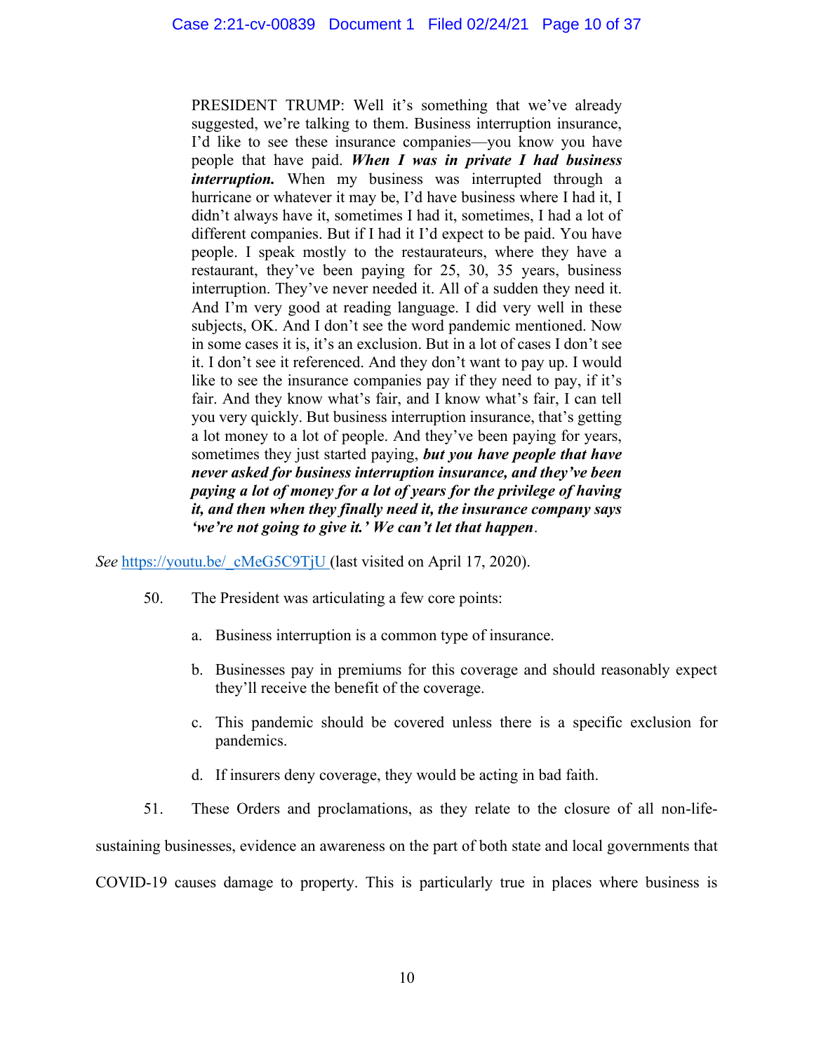> PRESIDENT TRUMP: Well it's something that we've already suggested, we're talking to them. Business interruption insurance, I'd like to see these insurance companies—you know you have people that have paid. ***When I was in private I had business interruption.*** When my business was interrupted through a hurricane or whatever it may be, I'd have business where I had it, I didn't always have it, sometimes I had it, sometimes, I had a lot of different companies. But if I had it I'd expect to be paid. You have people. I speak mostly to the restaurateurs, where they have a restaurant, they've been paying for 25, 30, 35 years, business interruption. They've never needed it. All of a sudden they need it. And I'm very good at reading language. I did very well in these subjects, OK. And I don't see the word pandemic mentioned. Now in some cases it is, it's an exclusion. But in a lot of cases I don't see it. I don't see it referenced. And they don't want to pay up. I would like to see the insurance companies pay if they need to pay, if it's fair. And they know what's fair, and I know what's fair, I can tell you very quickly. But business interruption insurance, that's getting a lot money to a lot of people. And they've been paying for years, sometimes they just started paying, ***but you have people that have never asked for business interruption insurance, and they've been paying a lot of money for a lot of years for the privilege of having it, and then when they finally need it, the insurance company says 'we're not going to give it.' We can't let that happen***.

*See* https://youtu.be/_cMeG5C9TjU (last visited on April 17, 2020).

50. The President was articulating a few core points:

a. Business interruption is a common type of insurance.

b. Businesses pay in premiums for this coverage and should reasonably expect they'll receive the benefit of the coverage.

c. This pandemic should be covered unless there is a specific exclusion for pandemics.

d. If insurers deny coverage, they would be acting in bad faith.

51. These Orders and proclamations, as they relate to the closure of all non-life-sustaining businesses, evidence an awareness on the part of both state and local governments that COVID-19 causes damage to property. This is particularly true in places where business is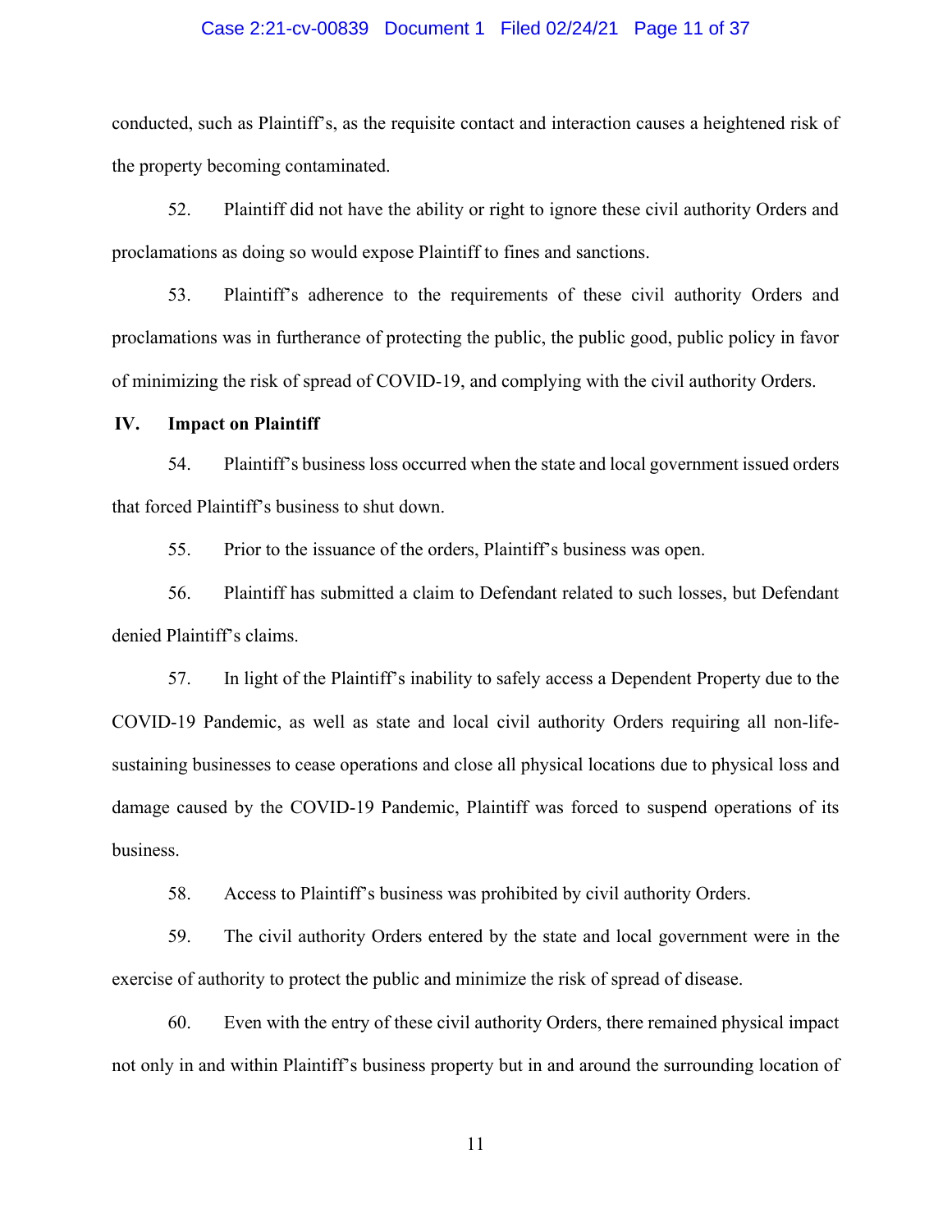conducted, such as Plaintiff's, as the requisite contact and interaction causes a heightened risk of the property becoming contaminated.

52. Plaintiff did not have the ability or right to ignore these civil authority Orders and proclamations as doing so would expose Plaintiff to fines and sanctions.

53. Plaintiff's adherence to the requirements of these civil authority Orders and proclamations was in furtherance of protecting the public, the public good, public policy in favor of minimizing the risk of spread of COVID-19, and complying with the civil authority Orders.

## IV. Impact on Plaintiff

54. Plaintiff's business loss occurred when the state and local government issued orders that forced Plaintiff's business to shut down.

55. Prior to the issuance of the orders, Plaintiff's business was open.

56. Plaintiff has submitted a claim to Defendant related to such losses, but Defendant denied Plaintiff's claims.

57. In light of the Plaintiff's inability to safely access a Dependent Property due to the COVID-19 Pandemic, as well as state and local civil authority Orders requiring all non-life-sustaining businesses to cease operations and close all physical locations due to physical loss and damage caused by the COVID-19 Pandemic, Plaintiff was forced to suspend operations of its business.

58. Access to Plaintiff's business was prohibited by civil authority Orders.

59. The civil authority Orders entered by the state and local government were in the exercise of authority to protect the public and minimize the risk of spread of disease.

60. Even with the entry of these civil authority Orders, there remained physical impact not only in and within Plaintiff's business property but in and around the surrounding location of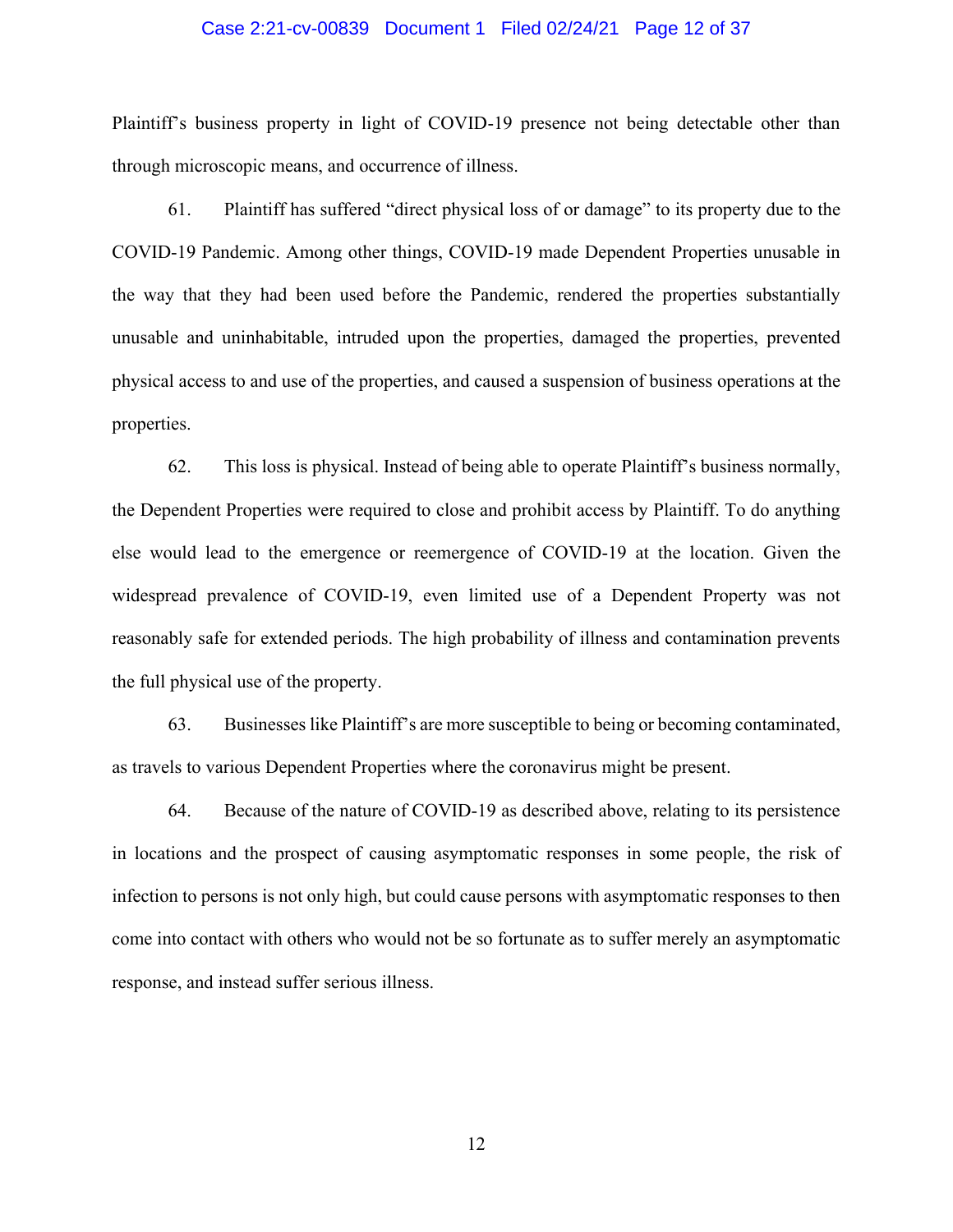Plaintiff's business property in light of COVID-19 presence not being detectable other than through microscopic means, and occurrence of illness.

61. Plaintiff has suffered "direct physical loss of or damage" to its property due to the COVID-19 Pandemic. Among other things, COVID-19 made Dependent Properties unusable in the way that they had been used before the Pandemic, rendered the properties substantially unusable and uninhabitable, intruded upon the properties, damaged the properties, prevented physical access to and use of the properties, and caused a suspension of business operations at the properties.

62. This loss is physical. Instead of being able to operate Plaintiff's business normally, the Dependent Properties were required to close and prohibit access by Plaintiff. To do anything else would lead to the emergence or reemergence of COVID-19 at the location. Given the widespread prevalence of COVID-19, even limited use of a Dependent Property was not reasonably safe for extended periods. The high probability of illness and contamination prevents the full physical use of the property.

63. Businesses like Plaintiff's are more susceptible to being or becoming contaminated, as travels to various Dependent Properties where the coronavirus might be present.

64. Because of the nature of COVID-19 as described above, relating to its persistence in locations and the prospect of causing asymptomatic responses in some people, the risk of infection to persons is not only high, but could cause persons with asymptomatic responses to then come into contact with others who would not be so fortunate as to suffer merely an asymptomatic response, and instead suffer serious illness.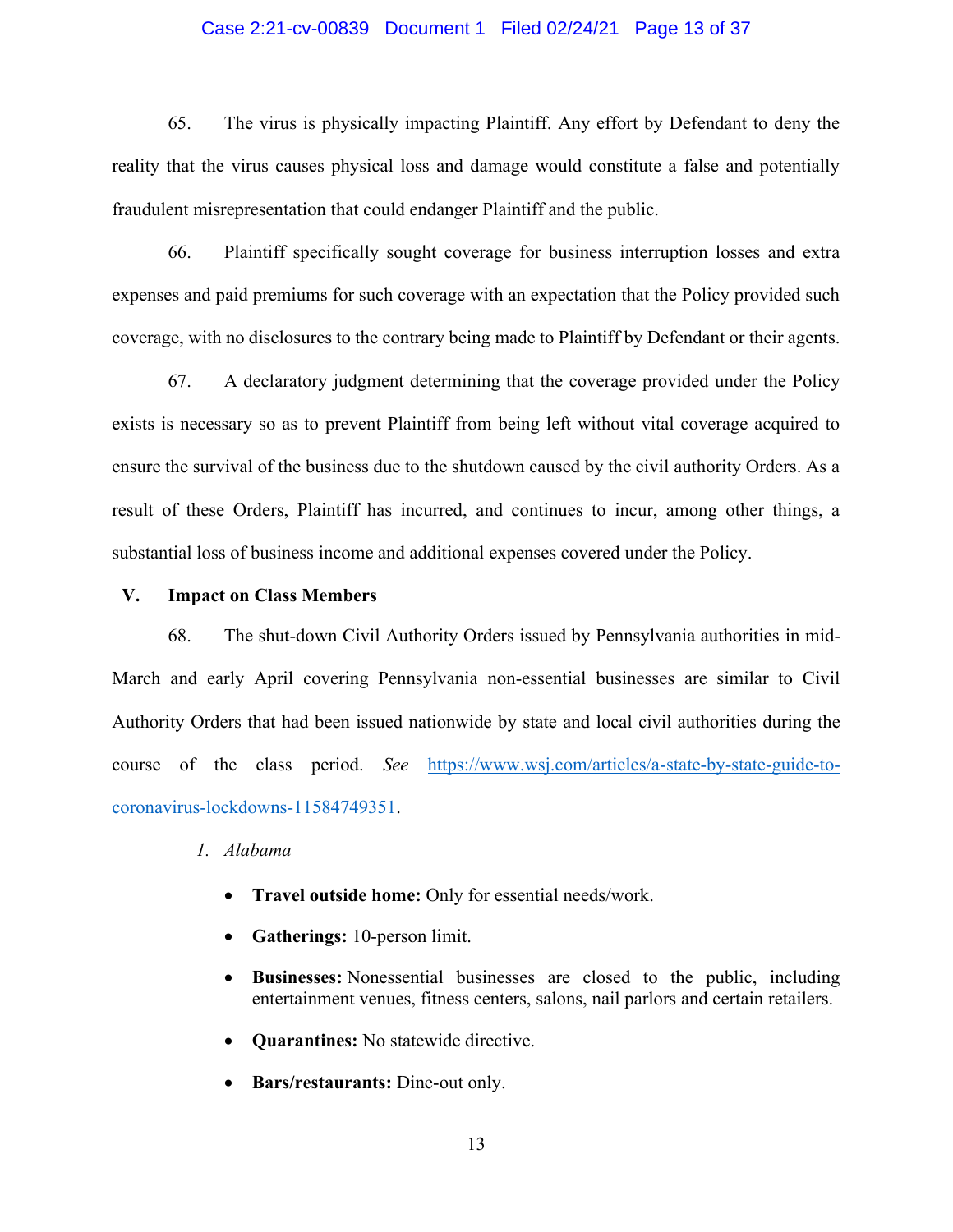65. The virus is physically impacting Plaintiff. Any effort by Defendant to deny the reality that the virus causes physical loss and damage would constitute a false and potentially fraudulent misrepresentation that could endanger Plaintiff and the public.

66. Plaintiff specifically sought coverage for business interruption losses and extra expenses and paid premiums for such coverage with an expectation that the Policy provided such coverage, with no disclosures to the contrary being made to Plaintiff by Defendant or their agents.

67. A declaratory judgment determining that the coverage provided under the Policy exists is necessary so as to prevent Plaintiff from being left without vital coverage acquired to ensure the survival of the business due to the shutdown caused by the civil authority Orders. As a result of these Orders, Plaintiff has incurred, and continues to incur, among other things, a substantial loss of business income and additional expenses covered under the Policy.

## V. Impact on Class Members

68. The shut-down Civil Authority Orders issued by Pennsylvania authorities in mid-March and early April covering Pennsylvania non-essential businesses are similar to Civil Authority Orders that had been issued nationwide by state and local civil authorities during the course of the class period. *See* https://www.wsj.com/articles/a-state-by-state-guide-to-coronavirus-lockdowns-11584749351.

*1. Alabama*

- **Travel outside home:** Only for essential needs/work.
- **Gatherings:** 10-person limit.
- **Businesses:** Nonessential businesses are closed to the public, including entertainment venues, fitness centers, salons, nail parlors and certain retailers.
- **Quarantines:** No statewide directive.
- **Bars/restaurants:** Dine-out only.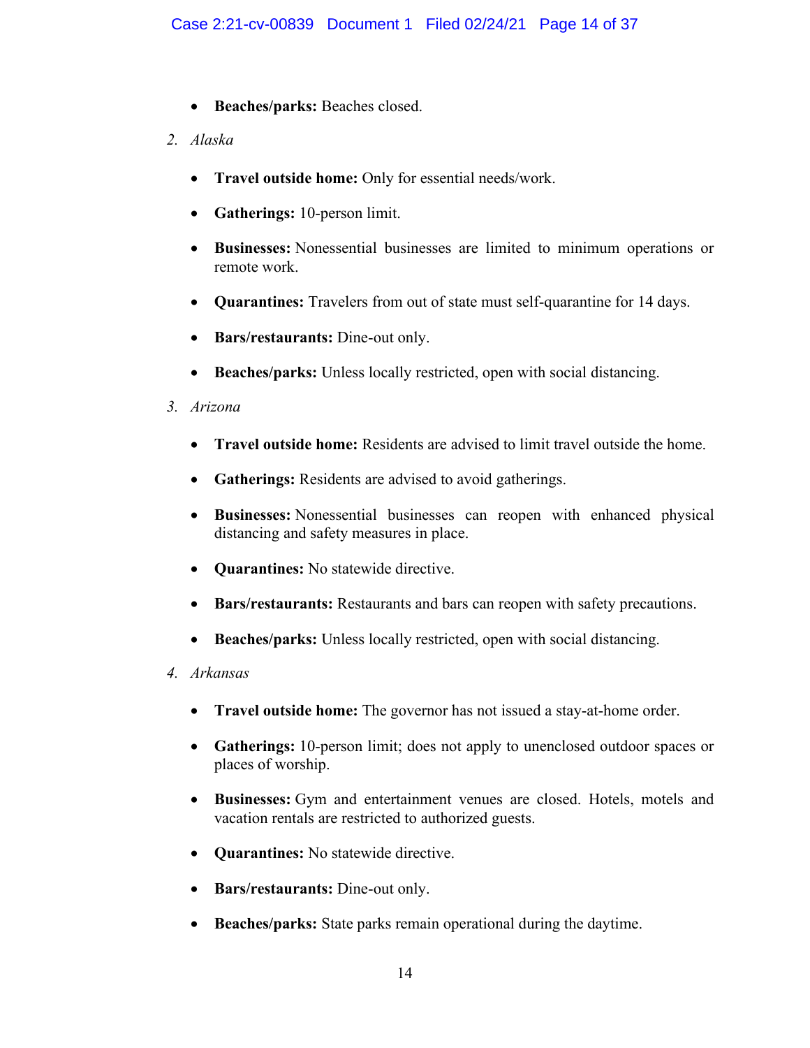- **Beaches/parks:** Beaches closed.

2. *Alaska*

   - **Travel outside home:** Only for essential needs/work.
   - **Gatherings:** 10-person limit.
   - **Businesses:** Nonessential businesses are limited to minimum operations or remote work.
   - **Quarantines:** Travelers from out of state must self-quarantine for 14 days.
   - **Bars/restaurants:** Dine-out only.
   - **Beaches/parks:** Unless locally restricted, open with social distancing.

3. *Arizona*

   - **Travel outside home:** Residents are advised to limit travel outside the home.
   - **Gatherings:** Residents are advised to avoid gatherings.
   - **Businesses:** Nonessential businesses can reopen with enhanced physical distancing and safety measures in place.
   - **Quarantines:** No statewide directive.
   - **Bars/restaurants:** Restaurants and bars can reopen with safety precautions.
   - **Beaches/parks:** Unless locally restricted, open with social distancing.

4. *Arkansas*

   - **Travel outside home:** The governor has not issued a stay-at-home order.
   - **Gatherings:** 10-person limit; does not apply to unenclosed outdoor spaces or places of worship.
   - **Businesses:** Gym and entertainment venues are closed. Hotels, motels and vacation rentals are restricted to authorized guests.
   - **Quarantines:** No statewide directive.
   - **Bars/restaurants:** Dine-out only.
   - **Beaches/parks:** State parks remain operational during the daytime.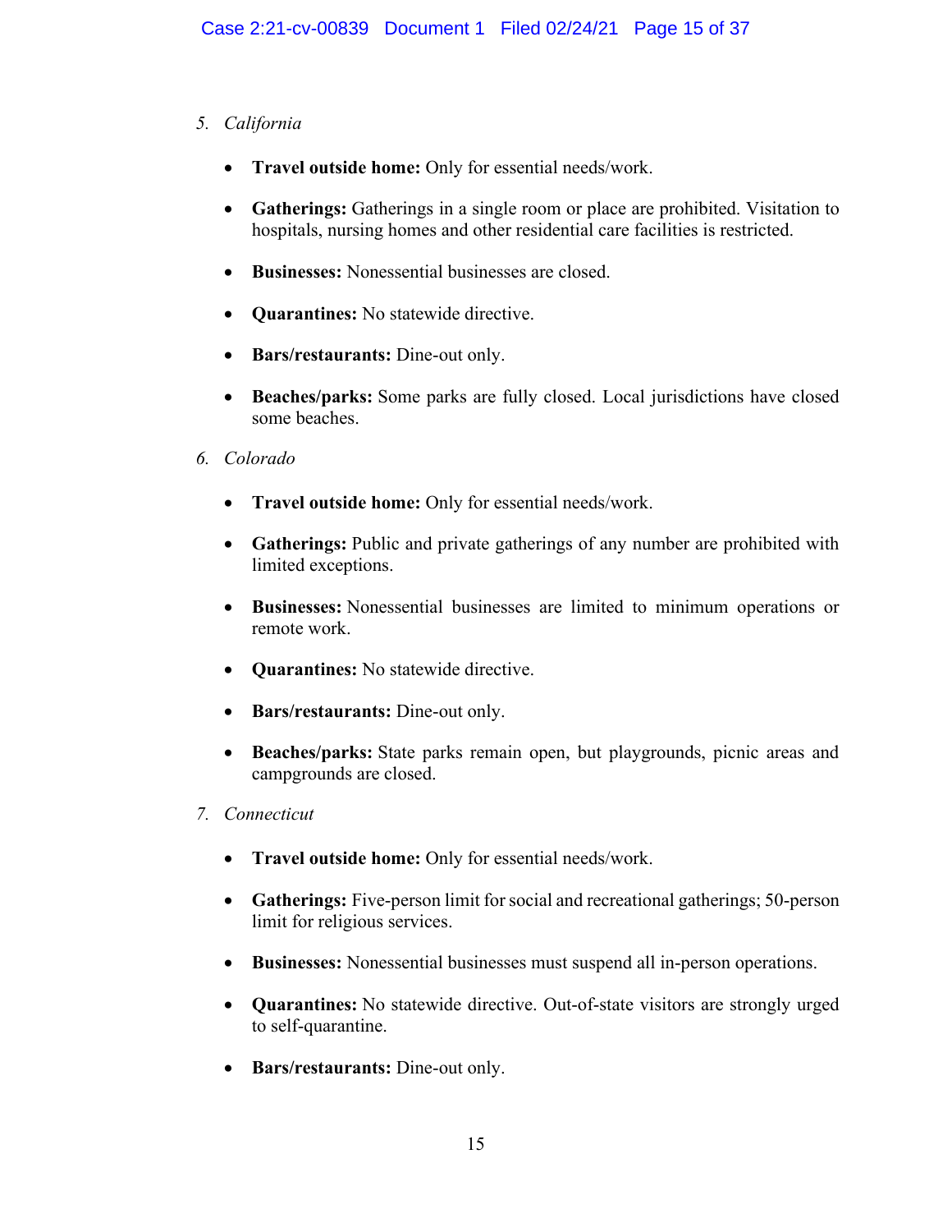5. *California*

- **Travel outside home:** Only for essential needs/work.
- **Gatherings:** Gatherings in a single room or place are prohibited. Visitation to hospitals, nursing homes and other residential care facilities is restricted.
- **Businesses:** Nonessential businesses are closed.
- **Quarantines:** No statewide directive.
- **Bars/restaurants:** Dine-out only.
- **Beaches/parks:** Some parks are fully closed. Local jurisdictions have closed some beaches.

6. *Colorado*

- **Travel outside home:** Only for essential needs/work.
- **Gatherings:** Public and private gatherings of any number are prohibited with limited exceptions.
- **Businesses:** Nonessential businesses are limited to minimum operations or remote work.
- **Quarantines:** No statewide directive.
- **Bars/restaurants:** Dine-out only.
- **Beaches/parks:** State parks remain open, but playgrounds, picnic areas and campgrounds are closed.

7. *Connecticut*

- **Travel outside home:** Only for essential needs/work.
- **Gatherings:** Five-person limit for social and recreational gatherings; 50-person limit for religious services.
- **Businesses:** Nonessential businesses must suspend all in-person operations.
- **Quarantines:** No statewide directive. Out-of-state visitors are strongly urged to self-quarantine.
- **Bars/restaurants:** Dine-out only.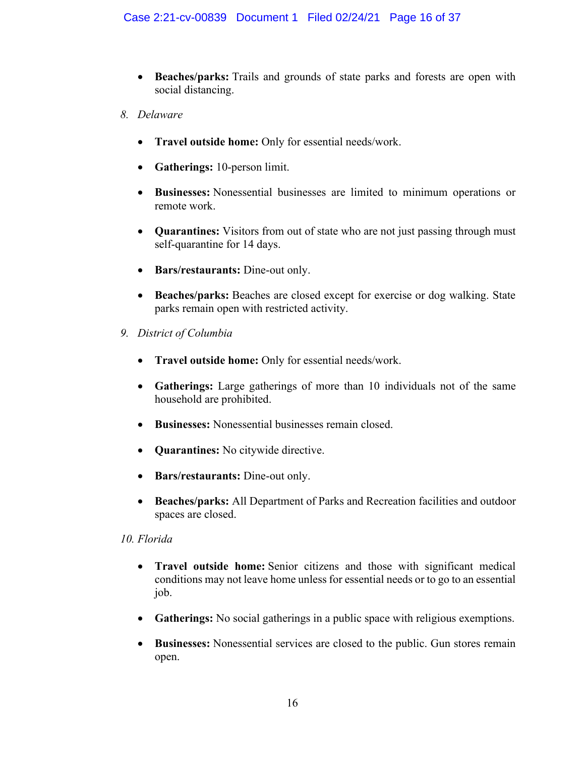- **Beaches/parks:** Trails and grounds of state parks and forests are open with social distancing.

*8. Delaware*

- **Travel outside home:** Only for essential needs/work.
- **Gatherings:** 10-person limit.
- **Businesses:** Nonessential businesses are limited to minimum operations or remote work.
- **Quarantines:** Visitors from out of state who are not just passing through must self-quarantine for 14 days.
- **Bars/restaurants:** Dine-out only.
- **Beaches/parks:** Beaches are closed except for exercise or dog walking. State parks remain open with restricted activity.

*9. District of Columbia*

- **Travel outside home:** Only for essential needs/work.
- **Gatherings:** Large gatherings of more than 10 individuals not of the same household are prohibited.
- **Businesses:** Nonessential businesses remain closed.
- **Quarantines:** No citywide directive.
- **Bars/restaurants:** Dine-out only.
- **Beaches/parks:** All Department of Parks and Recreation facilities and outdoor spaces are closed.

*10. Florida*

- **Travel outside home:** Senior citizens and those with significant medical conditions may not leave home unless for essential needs or to go to an essential job.
- **Gatherings:** No social gatherings in a public space with religious exemptions.
- **Businesses:** Nonessential services are closed to the public. Gun stores remain open.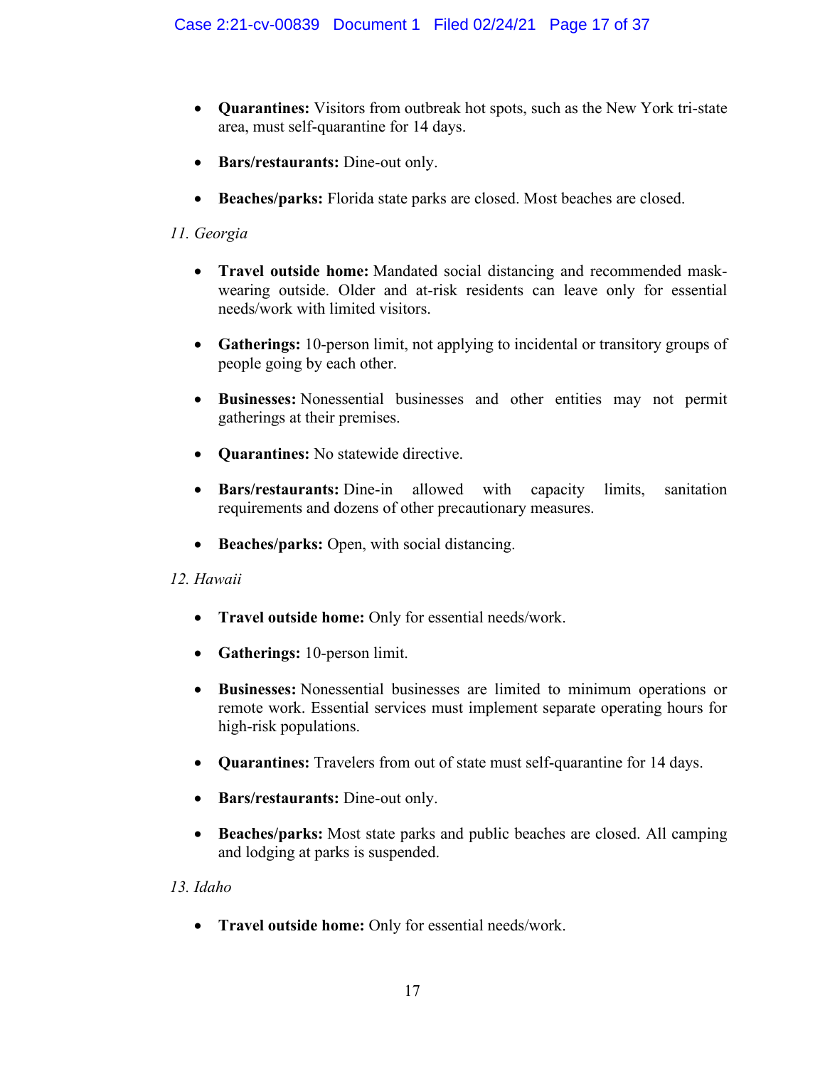- **Quarantines:** Visitors from outbreak hot spots, such as the New York tri-state area, must self-quarantine for 14 days.

- **Bars/restaurants:** Dine-out only.

- **Beaches/parks:** Florida state parks are closed. Most beaches are closed.

*11. Georgia*

- **Travel outside home:** Mandated social distancing and recommended mask-wearing outside. Older and at-risk residents can leave only for essential needs/work with limited visitors.

- **Gatherings:** 10-person limit, not applying to incidental or transitory groups of people going by each other.

- **Businesses:** Nonessential businesses and other entities may not permit gatherings at their premises.

- **Quarantines:** No statewide directive.

- **Bars/restaurants:** Dine-in allowed with capacity limits, sanitation requirements and dozens of other precautionary measures.

- **Beaches/parks:** Open, with social distancing.

*12. Hawaii*

- **Travel outside home:** Only for essential needs/work.

- **Gatherings:** 10-person limit.

- **Businesses:** Nonessential businesses are limited to minimum operations or remote work. Essential services must implement separate operating hours for high-risk populations.

- **Quarantines:** Travelers from out of state must self-quarantine for 14 days.

- **Bars/restaurants:** Dine-out only.

- **Beaches/parks:** Most state parks and public beaches are closed. All camping and lodging at parks is suspended.

*13. Idaho*

- **Travel outside home:** Only for essential needs/work.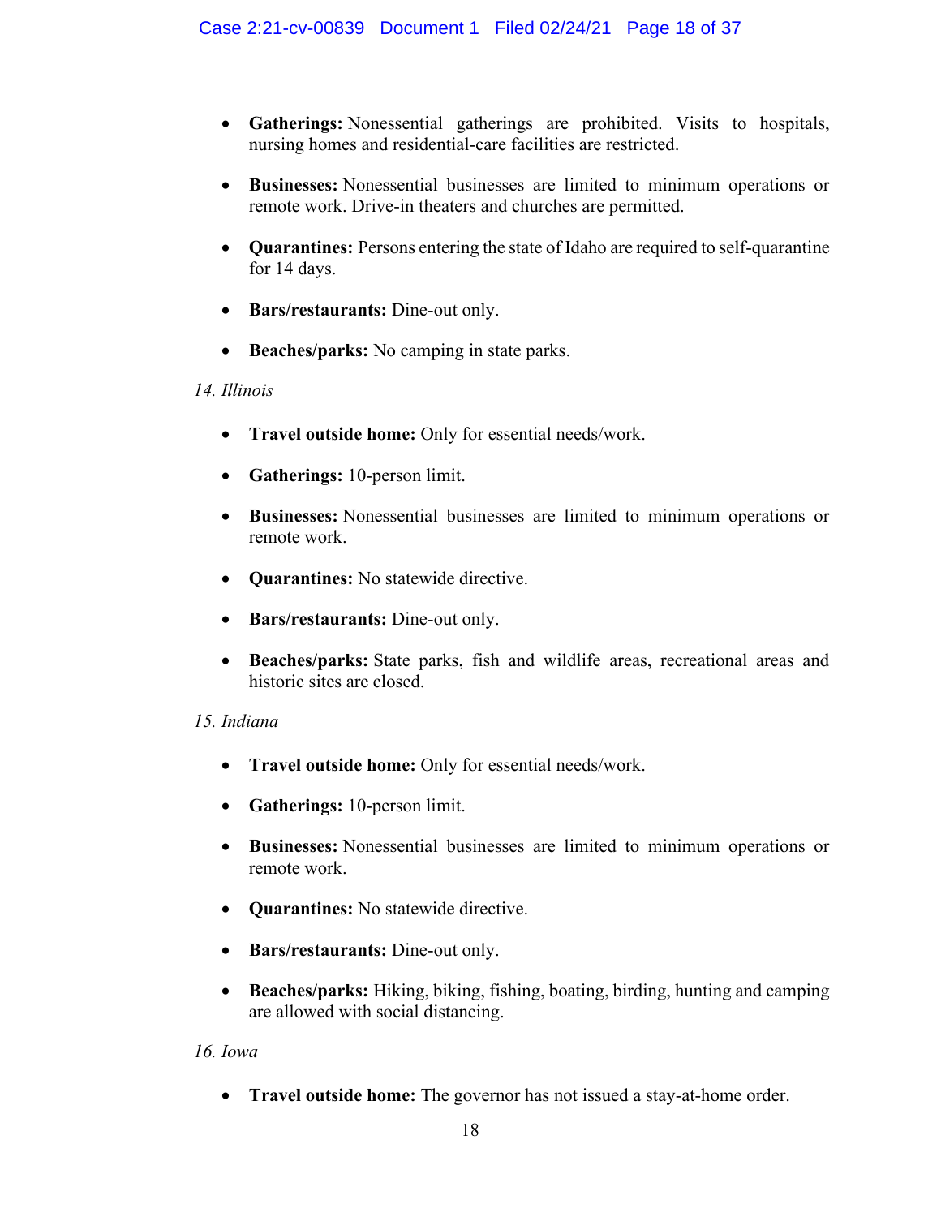- **Gatherings:** Nonessential gatherings are prohibited. Visits to hospitals, nursing homes and residential-care facilities are restricted.

- **Businesses:** Nonessential businesses are limited to minimum operations or remote work. Drive-in theaters and churches are permitted.

- **Quarantines:** Persons entering the state of Idaho are required to self-quarantine for 14 days.

- **Bars/restaurants:** Dine-out only.

- **Beaches/parks:** No camping in state parks.

*14. Illinois*

- **Travel outside home:** Only for essential needs/work.

- **Gatherings:** 10-person limit.

- **Businesses:** Nonessential businesses are limited to minimum operations or remote work.

- **Quarantines:** No statewide directive.

- **Bars/restaurants:** Dine-out only.

- **Beaches/parks:** State parks, fish and wildlife areas, recreational areas and historic sites are closed.

*15. Indiana*

- **Travel outside home:** Only for essential needs/work.

- **Gatherings:** 10-person limit.

- **Businesses:** Nonessential businesses are limited to minimum operations or remote work.

- **Quarantines:** No statewide directive.

- **Bars/restaurants:** Dine-out only.

- **Beaches/parks:** Hiking, biking, fishing, boating, birding, hunting and camping are allowed with social distancing.

*16. Iowa*

- **Travel outside home:** The governor has not issued a stay-at-home order.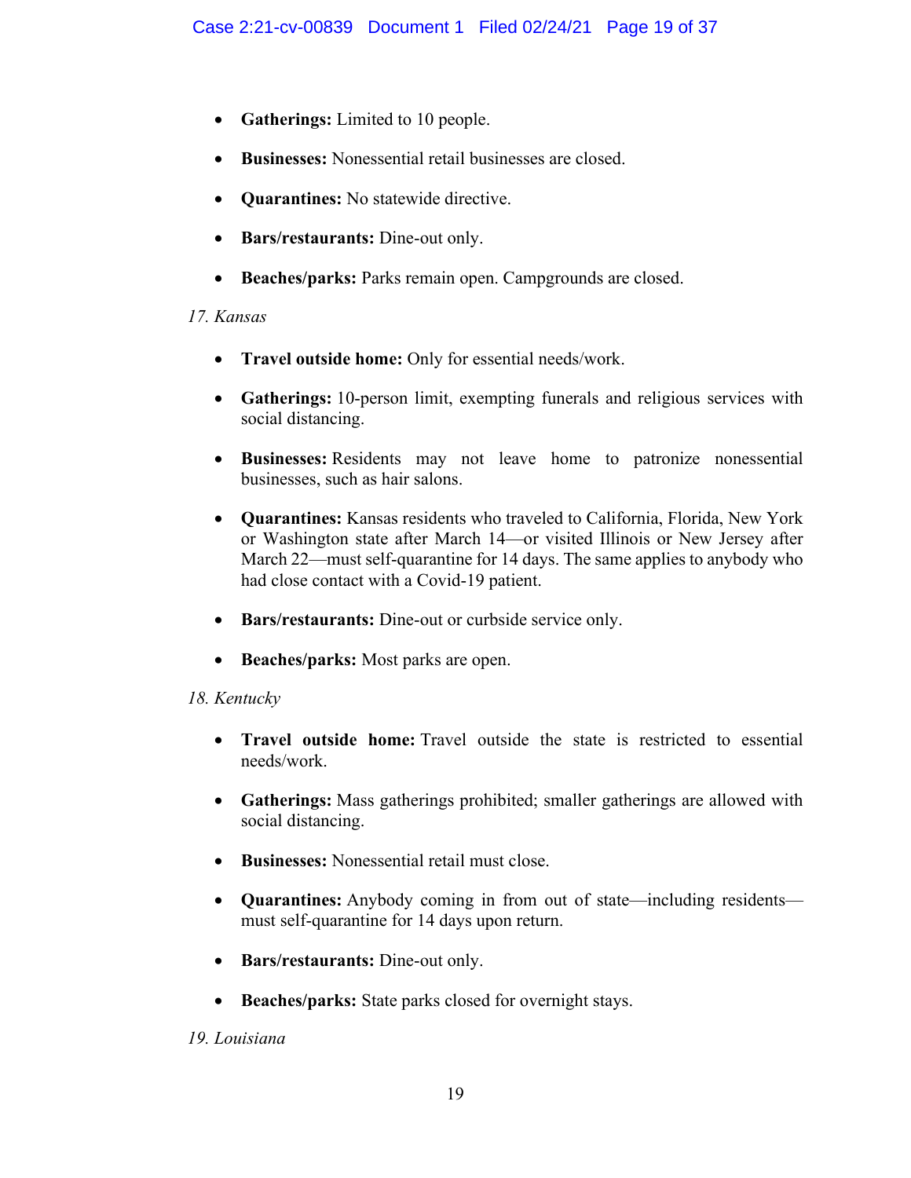- **Gatherings:** Limited to 10 people.
- **Businesses:** Nonessential retail businesses are closed.
- **Quarantines:** No statewide directive.
- **Bars/restaurants:** Dine-out only.
- **Beaches/parks:** Parks remain open. Campgrounds are closed.

*17. Kansas*

- **Travel outside home:** Only for essential needs/work.
- **Gatherings:** 10-person limit, exempting funerals and religious services with social distancing.
- **Businesses:** Residents may not leave home to patronize nonessential businesses, such as hair salons.
- **Quarantines:** Kansas residents who traveled to California, Florida, New York or Washington state after March 14—or visited Illinois or New Jersey after March 22—must self-quarantine for 14 days. The same applies to anybody who had close contact with a Covid-19 patient.
- **Bars/restaurants:** Dine-out or curbside service only.
- **Beaches/parks:** Most parks are open.

*18. Kentucky*

- **Travel outside home:** Travel outside the state is restricted to essential needs/work.
- **Gatherings:** Mass gatherings prohibited; smaller gatherings are allowed with social distancing.
- **Businesses:** Nonessential retail must close.
- **Quarantines:** Anybody coming in from out of state—including residents—must self-quarantine for 14 days upon return.
- **Bars/restaurants:** Dine-out only.
- **Beaches/parks:** State parks closed for overnight stays.

*19. Louisiana*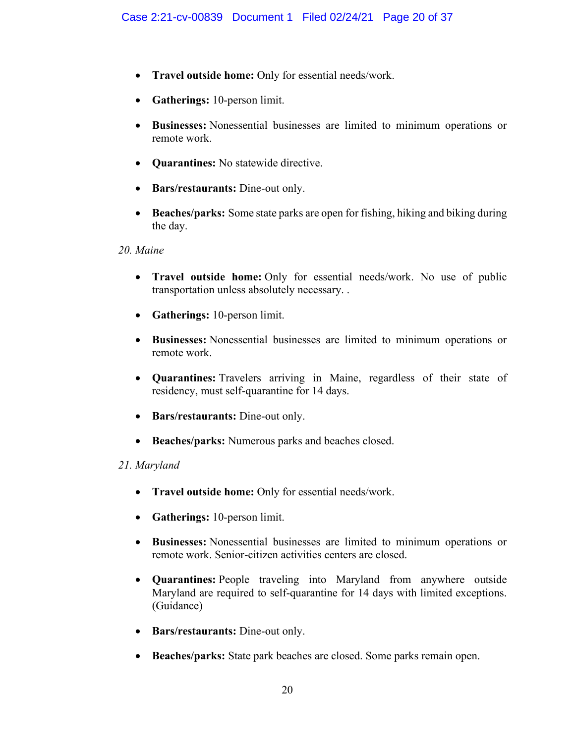- **Travel outside home:** Only for essential needs/work.
- **Gatherings:** 10-person limit.
- **Businesses:** Nonessential businesses are limited to minimum operations or remote work.
- **Quarantines:** No statewide directive.
- **Bars/restaurants:** Dine-out only.
- **Beaches/parks:** Some state parks are open for fishing, hiking and biking during the day.

*20. Maine*

- **Travel outside home:** Only for essential needs/work. No use of public transportation unless absolutely necessary. .
- **Gatherings:** 10-person limit.
- **Businesses:** Nonessential businesses are limited to minimum operations or remote work.
- **Quarantines:** Travelers arriving in Maine, regardless of their state of residency, must self-quarantine for 14 days.
- **Bars/restaurants:** Dine-out only.
- **Beaches/parks:** Numerous parks and beaches closed.

*21. Maryland*

- **Travel outside home:** Only for essential needs/work.
- **Gatherings:** 10-person limit.
- **Businesses:** Nonessential businesses are limited to minimum operations or remote work. Senior-citizen activities centers are closed.
- **Quarantines:** People traveling into Maryland from anywhere outside Maryland are required to self-quarantine for 14 days with limited exceptions. (Guidance)
- **Bars/restaurants:** Dine-out only.
- **Beaches/parks:** State park beaches are closed. Some parks remain open.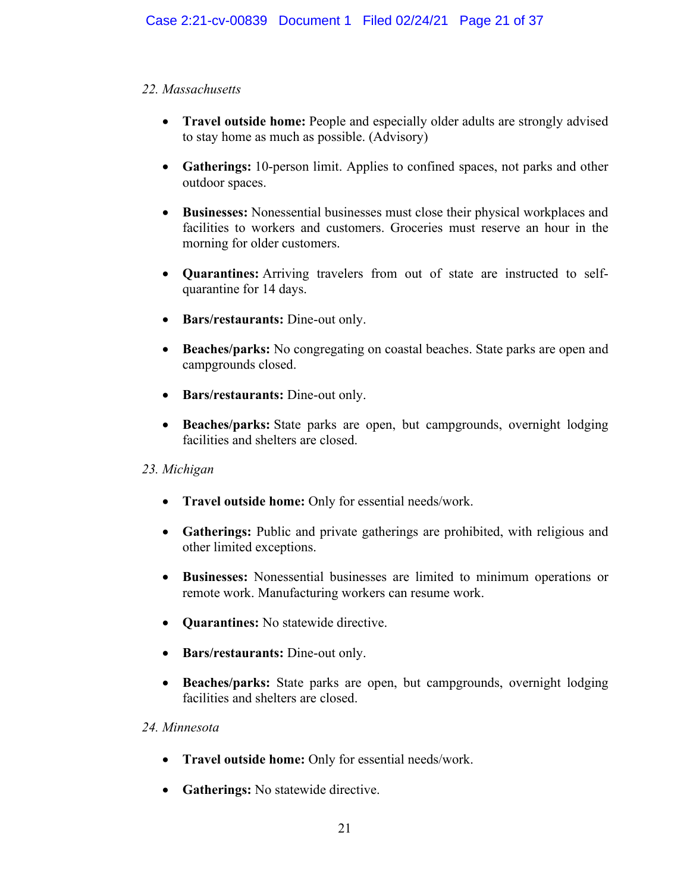*22. Massachusetts*

- **Travel outside home:** People and especially older adults are strongly advised to stay home as much as possible. (Advisory)

- **Gatherings:** 10-person limit. Applies to confined spaces, not parks and other outdoor spaces.

- **Businesses:** Nonessential businesses must close their physical workplaces and facilities to workers and customers. Groceries must reserve an hour in the morning for older customers.

- **Quarantines:** Arriving travelers from out of state are instructed to self-quarantine for 14 days.

- **Bars/restaurants:** Dine-out only.

- **Beaches/parks:** No congregating on coastal beaches. State parks are open and campgrounds closed.

- **Bars/restaurants:** Dine-out only.

- **Beaches/parks:** State parks are open, but campgrounds, overnight lodging facilities and shelters are closed.

*23. Michigan*

- **Travel outside home:** Only for essential needs/work.

- **Gatherings:** Public and private gatherings are prohibited, with religious and other limited exceptions.

- **Businesses:** Nonessential businesses are limited to minimum operations or remote work. Manufacturing workers can resume work.

- **Quarantines:** No statewide directive.

- **Bars/restaurants:** Dine-out only.

- **Beaches/parks:** State parks are open, but campgrounds, overnight lodging facilities and shelters are closed.

*24. Minnesota*

- **Travel outside home:** Only for essential needs/work.

- **Gatherings:** No statewide directive.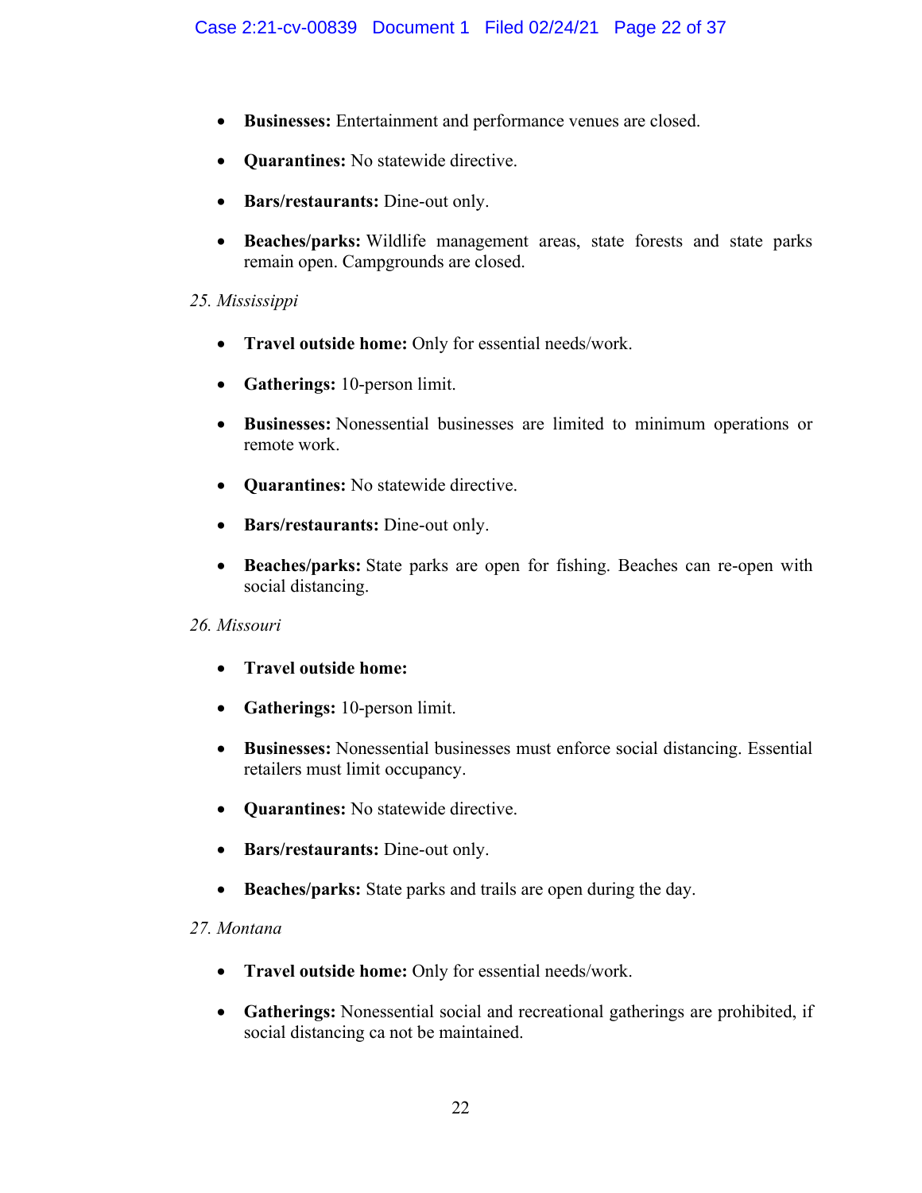- **Businesses:** Entertainment and performance venues are closed.
- **Quarantines:** No statewide directive.
- **Bars/restaurants:** Dine-out only.
- **Beaches/parks:** Wildlife management areas, state forests and state parks remain open. Campgrounds are closed.

*25. Mississippi*

- **Travel outside home:** Only for essential needs/work.
- **Gatherings:** 10-person limit.
- **Businesses:** Nonessential businesses are limited to minimum operations or remote work.
- **Quarantines:** No statewide directive.
- **Bars/restaurants:** Dine-out only.
- **Beaches/parks:** State parks are open for fishing. Beaches can re-open with social distancing.

*26. Missouri*

- **Travel outside home:**
- **Gatherings:** 10-person limit.
- **Businesses:** Nonessential businesses must enforce social distancing. Essential retailers must limit occupancy.
- **Quarantines:** No statewide directive.
- **Bars/restaurants:** Dine-out only.
- **Beaches/parks:** State parks and trails are open during the day.

*27. Montana*

- **Travel outside home:** Only for essential needs/work.
- **Gatherings:** Nonessential social and recreational gatherings are prohibited, if social distancing ca not be maintained.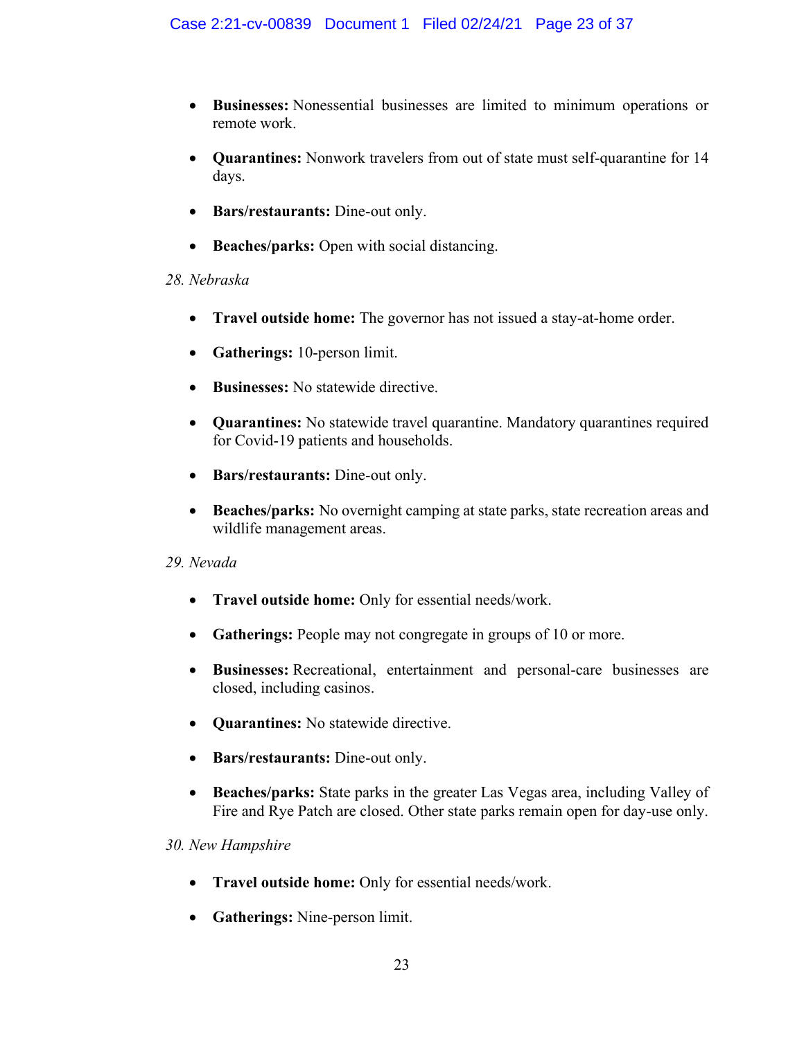- **Businesses:** Nonessential businesses are limited to minimum operations or remote work.

- **Quarantines:** Nonwork travelers from out of state must self-quarantine for 14 days.

- **Bars/restaurants:** Dine-out only.

- **Beaches/parks:** Open with social distancing.

*28. Nebraska*

- **Travel outside home:** The governor has not issued a stay-at-home order.

- **Gatherings:** 10-person limit.

- **Businesses:** No statewide directive.

- **Quarantines:** No statewide travel quarantine. Mandatory quarantines required for Covid-19 patients and households.

- **Bars/restaurants:** Dine-out only.

- **Beaches/parks:** No overnight camping at state parks, state recreation areas and wildlife management areas.

*29. Nevada*

- **Travel outside home:** Only for essential needs/work.

- **Gatherings:** People may not congregate in groups of 10 or more.

- **Businesses:** Recreational, entertainment and personal-care businesses are closed, including casinos.

- **Quarantines:** No statewide directive.

- **Bars/restaurants:** Dine-out only.

- **Beaches/parks:** State parks in the greater Las Vegas area, including Valley of Fire and Rye Patch are closed. Other state parks remain open for day-use only.

*30. New Hampshire*

- **Travel outside home:** Only for essential needs/work.

- **Gatherings:** Nine-person limit.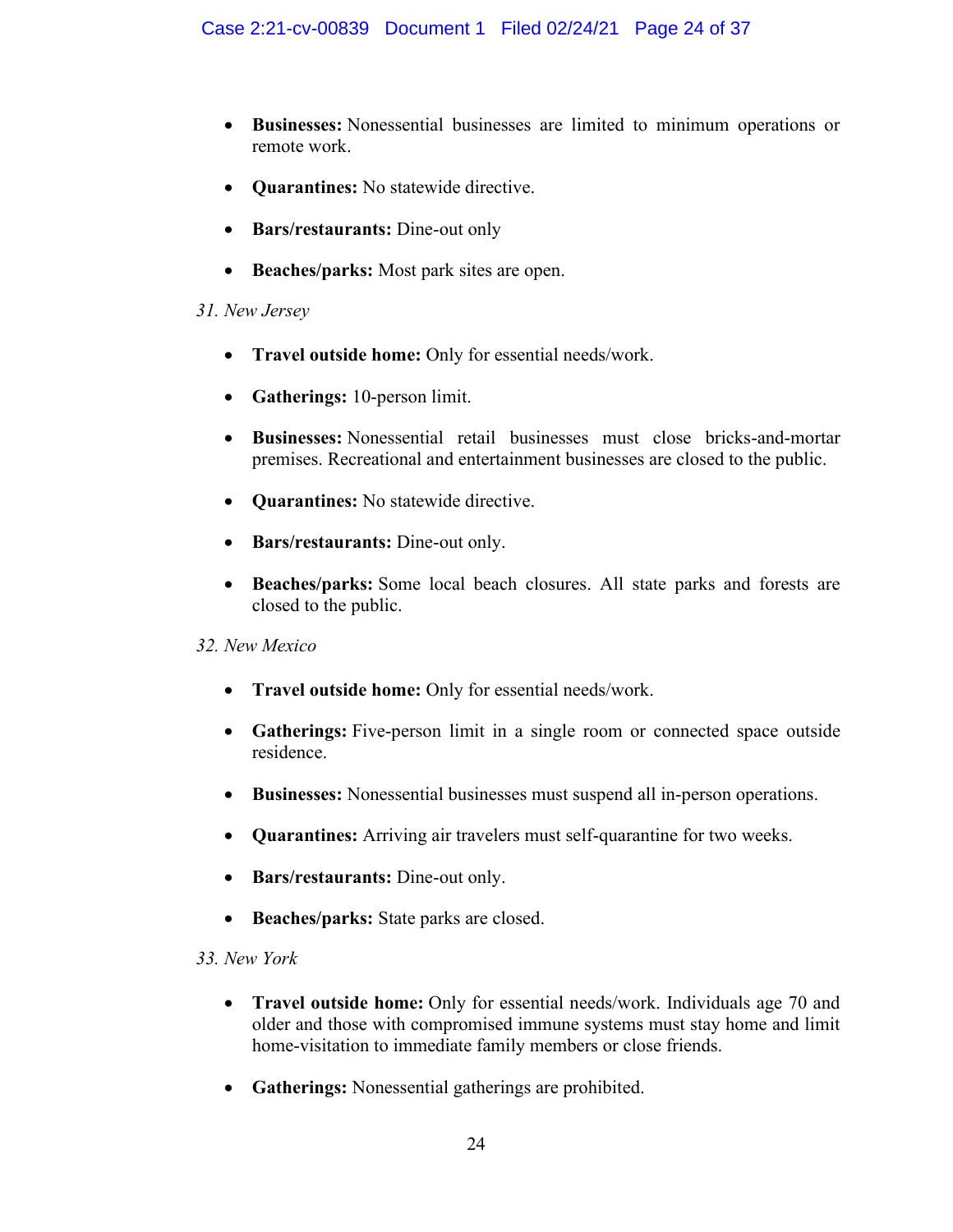- **Businesses:** Nonessential businesses are limited to minimum operations or remote work.
- **Quarantines:** No statewide directive.
- **Bars/restaurants:** Dine-out only
- **Beaches/parks:** Most park sites are open.

*31. New Jersey*

- **Travel outside home:** Only for essential needs/work.
- **Gatherings:** 10-person limit.
- **Businesses:** Nonessential retail businesses must close bricks-and-mortar premises. Recreational and entertainment businesses are closed to the public.
- **Quarantines:** No statewide directive.
- **Bars/restaurants:** Dine-out only.
- **Beaches/parks:** Some local beach closures. All state parks and forests are closed to the public.

*32. New Mexico*

- **Travel outside home:** Only for essential needs/work.
- **Gatherings:** Five-person limit in a single room or connected space outside residence.
- **Businesses:** Nonessential businesses must suspend all in-person operations.
- **Quarantines:** Arriving air travelers must self-quarantine for two weeks.
- **Bars/restaurants:** Dine-out only.
- **Beaches/parks:** State parks are closed.

*33. New York*

- **Travel outside home:** Only for essential needs/work. Individuals age 70 and older and those with compromised immune systems must stay home and limit home-visitation to immediate family members or close friends.
- **Gatherings:** Nonessential gatherings are prohibited.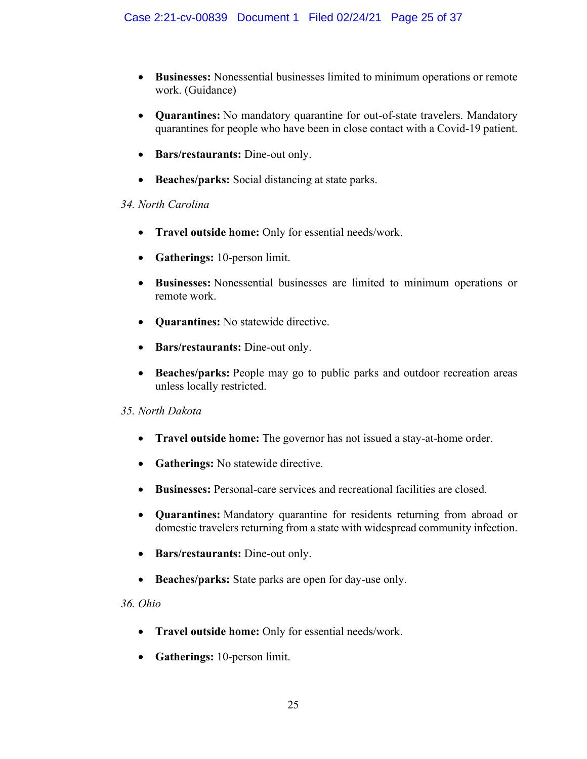- **Businesses:** Nonessential businesses limited to minimum operations or remote work. (Guidance)

- **Quarantines:** No mandatory quarantine for out-of-state travelers. Mandatory quarantines for people who have been in close contact with a Covid-19 patient.

- **Bars/restaurants:** Dine-out only.

- **Beaches/parks:** Social distancing at state parks.

*34. North Carolina*

- **Travel outside home:** Only for essential needs/work.

- **Gatherings:** 10-person limit.

- **Businesses:** Nonessential businesses are limited to minimum operations or remote work.

- **Quarantines:** No statewide directive.

- **Bars/restaurants:** Dine-out only.

- **Beaches/parks:** People may go to public parks and outdoor recreation areas unless locally restricted.

*35. North Dakota*

- **Travel outside home:** The governor has not issued a stay-at-home order.

- **Gatherings:** No statewide directive.

- **Businesses:** Personal-care services and recreational facilities are closed.

- **Quarantines:** Mandatory quarantine for residents returning from abroad or domestic travelers returning from a state with widespread community infection.

- **Bars/restaurants:** Dine-out only.

- **Beaches/parks:** State parks are open for day-use only.

*36. Ohio*

- **Travel outside home:** Only for essential needs/work.

- **Gatherings:** 10-person limit.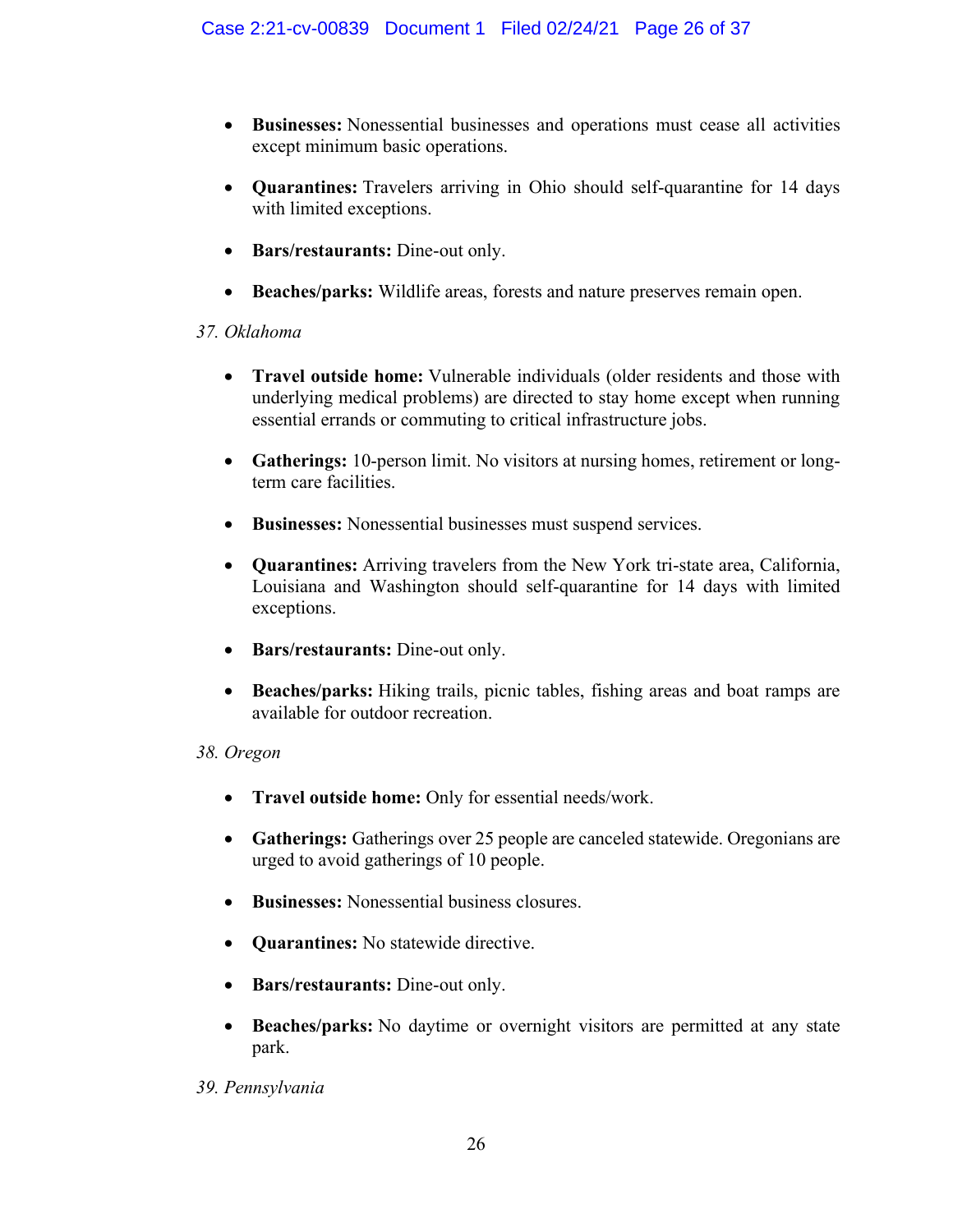- **Businesses:** Nonessential businesses and operations must cease all activities except minimum basic operations.

- **Quarantines:** Travelers arriving in Ohio should self-quarantine for 14 days with limited exceptions.

- **Bars/restaurants:** Dine-out only.

- **Beaches/parks:** Wildlife areas, forests and nature preserves remain open.

*37. Oklahoma*

- **Travel outside home:** Vulnerable individuals (older residents and those with underlying medical problems) are directed to stay home except when running essential errands or commuting to critical infrastructure jobs.

- **Gatherings:** 10-person limit. No visitors at nursing homes, retirement or long-term care facilities.

- **Businesses:** Nonessential businesses must suspend services.

- **Quarantines:** Arriving travelers from the New York tri-state area, California, Louisiana and Washington should self-quarantine for 14 days with limited exceptions.

- **Bars/restaurants:** Dine-out only.

- **Beaches/parks:** Hiking trails, picnic tables, fishing areas and boat ramps are available for outdoor recreation.

*38. Oregon*

- **Travel outside home:** Only for essential needs/work.

- **Gatherings:** Gatherings over 25 people are canceled statewide. Oregonians are urged to avoid gatherings of 10 people.

- **Businesses:** Nonessential business closures.

- **Quarantines:** No statewide directive.

- **Bars/restaurants:** Dine-out only.

- **Beaches/parks:** No daytime or overnight visitors are permitted at any state park.

*39. Pennsylvania*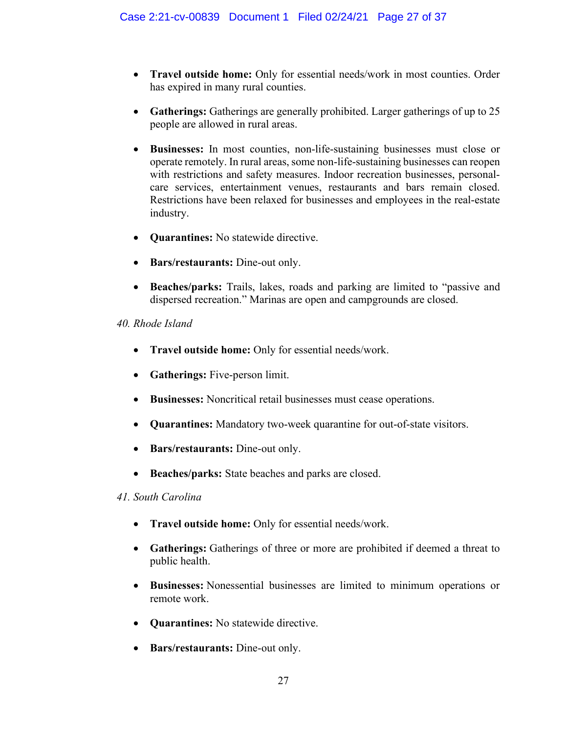- **Travel outside home:** Only for essential needs/work in most counties. Order has expired in many rural counties.

- **Gatherings:** Gatherings are generally prohibited. Larger gatherings of up to 25 people are allowed in rural areas.

- **Businesses:** In most counties, non-life-sustaining businesses must close or operate remotely. In rural areas, some non-life-sustaining businesses can reopen with restrictions and safety measures. Indoor recreation businesses, personal-care services, entertainment venues, restaurants and bars remain closed. Restrictions have been relaxed for businesses and employees in the real-estate industry.

- **Quarantines:** No statewide directive.

- **Bars/restaurants:** Dine-out only.

- **Beaches/parks:** Trails, lakes, roads and parking are limited to "passive and dispersed recreation." Marinas are open and campgrounds are closed.

*40. Rhode Island*

- **Travel outside home:** Only for essential needs/work.

- **Gatherings:** Five-person limit.

- **Businesses:** Noncritical retail businesses must cease operations.

- **Quarantines:** Mandatory two-week quarantine for out-of-state visitors.

- **Bars/restaurants:** Dine-out only.

- **Beaches/parks:** State beaches and parks are closed.

*41. South Carolina*

- **Travel outside home:** Only for essential needs/work.

- **Gatherings:** Gatherings of three or more are prohibited if deemed a threat to public health.

- **Businesses:** Nonessential businesses are limited to minimum operations or remote work.

- **Quarantines:** No statewide directive.

- **Bars/restaurants:** Dine-out only.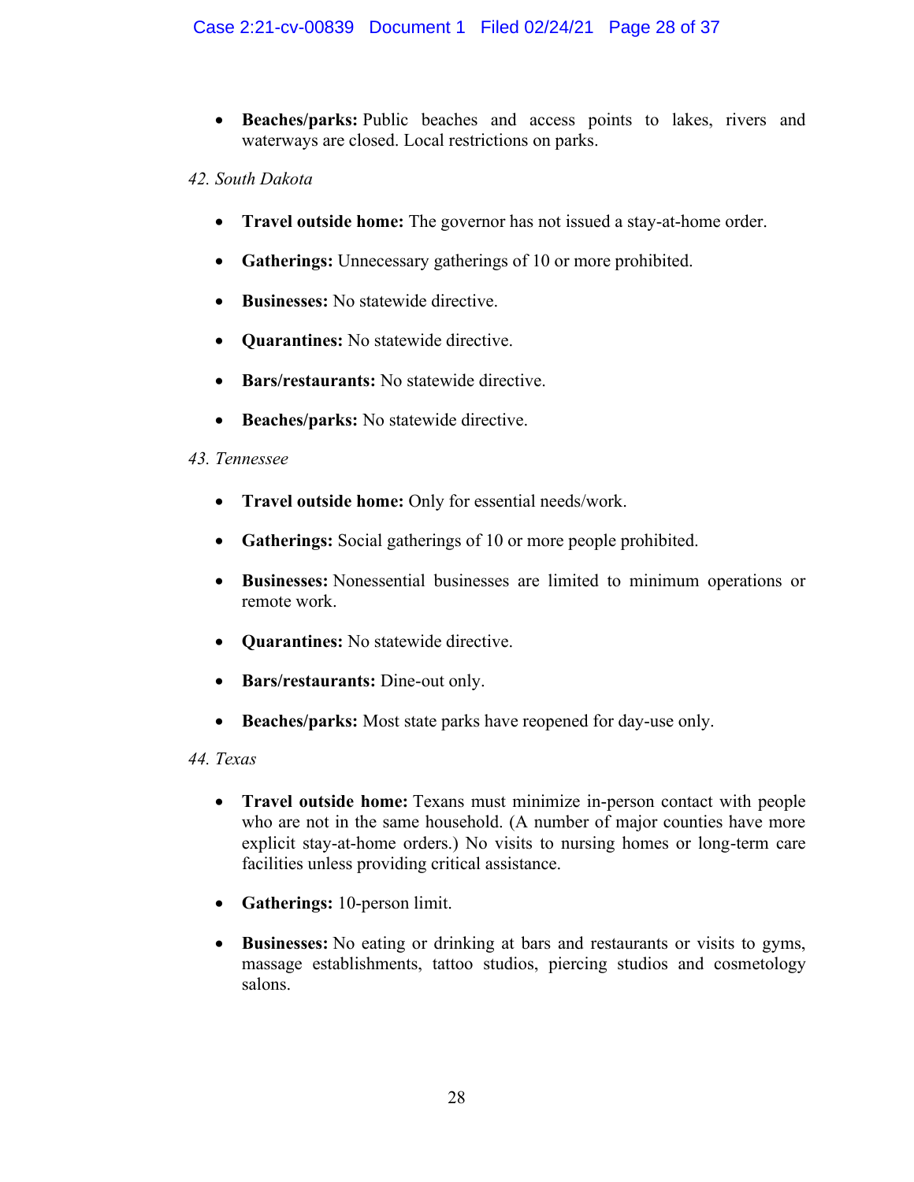- **Beaches/parks:** Public beaches and access points to lakes, rivers and waterways are closed. Local restrictions on parks.

*42. South Dakota*

- **Travel outside home:** The governor has not issued a stay-at-home order.
- **Gatherings:** Unnecessary gatherings of 10 or more prohibited.
- **Businesses:** No statewide directive.
- **Quarantines:** No statewide directive.
- **Bars/restaurants:** No statewide directive.
- **Beaches/parks:** No statewide directive.

*43. Tennessee*

- **Travel outside home:** Only for essential needs/work.
- **Gatherings:** Social gatherings of 10 or more people prohibited.
- **Businesses:** Nonessential businesses are limited to minimum operations or remote work.
- **Quarantines:** No statewide directive.
- **Bars/restaurants:** Dine-out only.
- **Beaches/parks:** Most state parks have reopened for day-use only.

*44. Texas*

- **Travel outside home:** Texans must minimize in-person contact with people who are not in the same household. (A number of major counties have more explicit stay-at-home orders.) No visits to nursing homes or long-term care facilities unless providing critical assistance.
- **Gatherings:** 10-person limit.
- **Businesses:** No eating or drinking at bars and restaurants or visits to gyms, massage establishments, tattoo studios, piercing studios and cosmetology salons.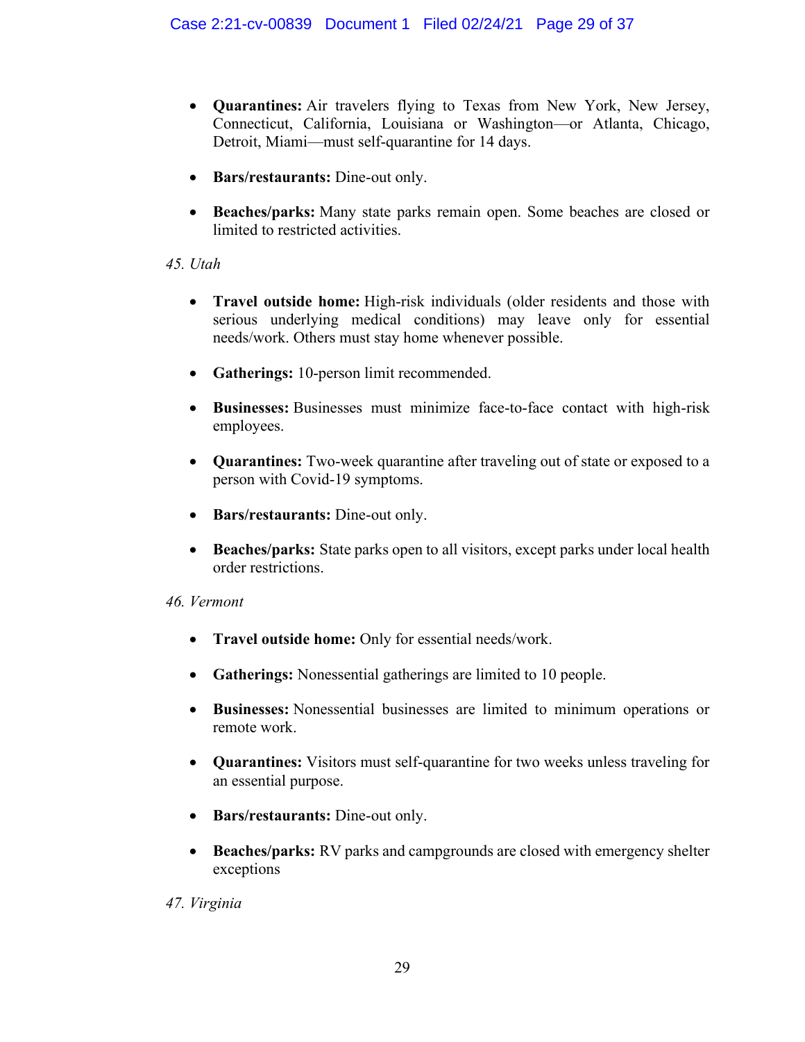- **Quarantines:** Air travelers flying to Texas from New York, New Jersey, Connecticut, California, Louisiana or Washington—or Atlanta, Chicago, Detroit, Miami—must self-quarantine for 14 days.

- **Bars/restaurants:** Dine-out only.

- **Beaches/parks:** Many state parks remain open. Some beaches are closed or limited to restricted activities.

*45. Utah*

- **Travel outside home:** High-risk individuals (older residents and those with serious underlying medical conditions) may leave only for essential needs/work. Others must stay home whenever possible.

- **Gatherings:** 10-person limit recommended.

- **Businesses:** Businesses must minimize face-to-face contact with high-risk employees.

- **Quarantines:** Two-week quarantine after traveling out of state or exposed to a person with Covid-19 symptoms.

- **Bars/restaurants:** Dine-out only.

- **Beaches/parks:** State parks open to all visitors, except parks under local health order restrictions.

*46. Vermont*

- **Travel outside home:** Only for essential needs/work.

- **Gatherings:** Nonessential gatherings are limited to 10 people.

- **Businesses:** Nonessential businesses are limited to minimum operations or remote work.

- **Quarantines:** Visitors must self-quarantine for two weeks unless traveling for an essential purpose.

- **Bars/restaurants:** Dine-out only.

- **Beaches/parks:** RV parks and campgrounds are closed with emergency shelter exceptions

*47. Virginia*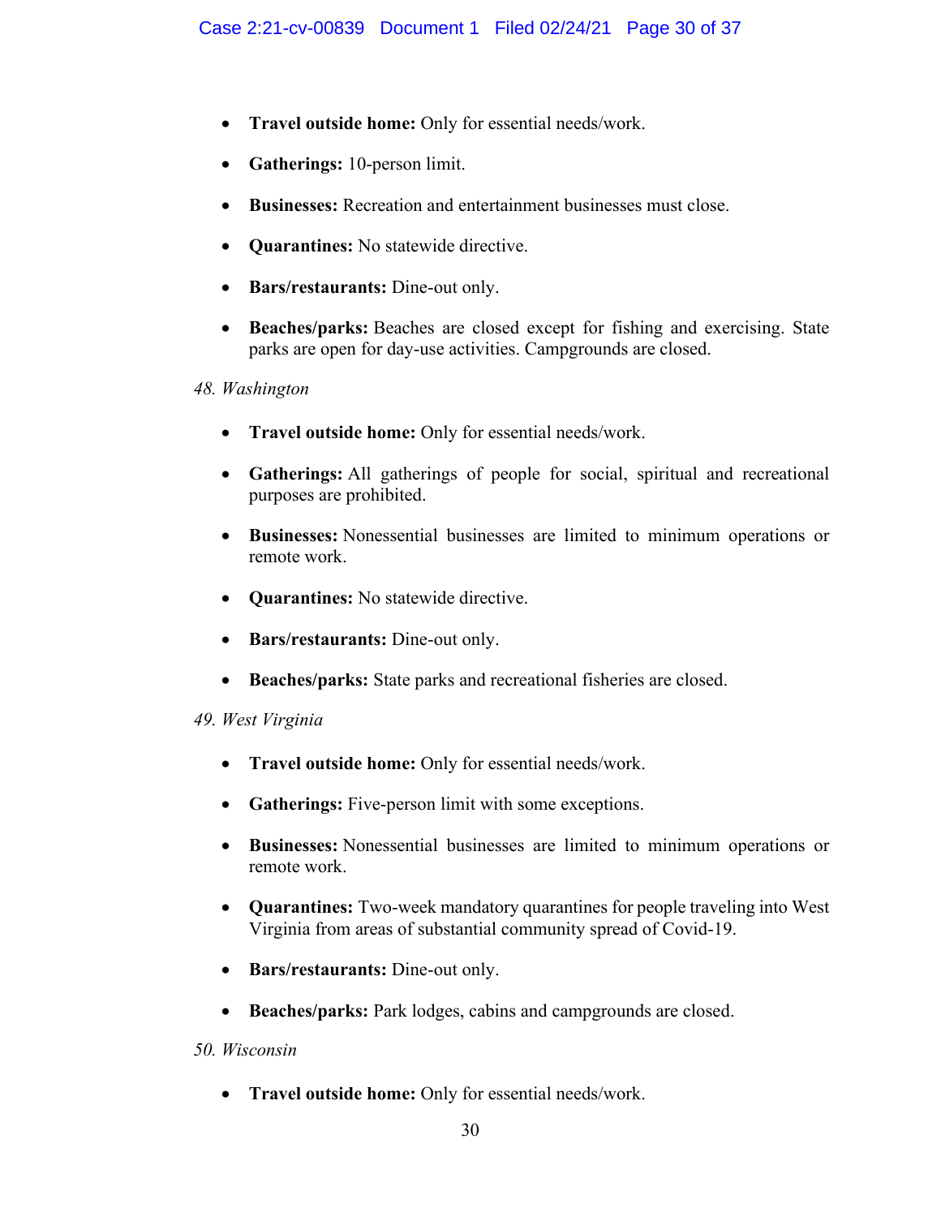- **Travel outside home:** Only for essential needs/work.
- **Gatherings:** 10-person limit.
- **Businesses:** Recreation and entertainment businesses must close.
- **Quarantines:** No statewide directive.
- **Bars/restaurants:** Dine-out only.
- **Beaches/parks:** Beaches are closed except for fishing and exercising. State parks are open for day-use activities. Campgrounds are closed.

*48. Washington*

- **Travel outside home:** Only for essential needs/work.
- **Gatherings:** All gatherings of people for social, spiritual and recreational purposes are prohibited.
- **Businesses:** Nonessential businesses are limited to minimum operations or remote work.
- **Quarantines:** No statewide directive.
- **Bars/restaurants:** Dine-out only.
- **Beaches/parks:** State parks and recreational fisheries are closed.

*49. West Virginia*

- **Travel outside home:** Only for essential needs/work.
- **Gatherings:** Five-person limit with some exceptions.
- **Businesses:** Nonessential businesses are limited to minimum operations or remote work.
- **Quarantines:** Two-week mandatory quarantines for people traveling into West Virginia from areas of substantial community spread of Covid-19.
- **Bars/restaurants:** Dine-out only.
- **Beaches/parks:** Park lodges, cabins and campgrounds are closed.

*50. Wisconsin*

- **Travel outside home:** Only for essential needs/work.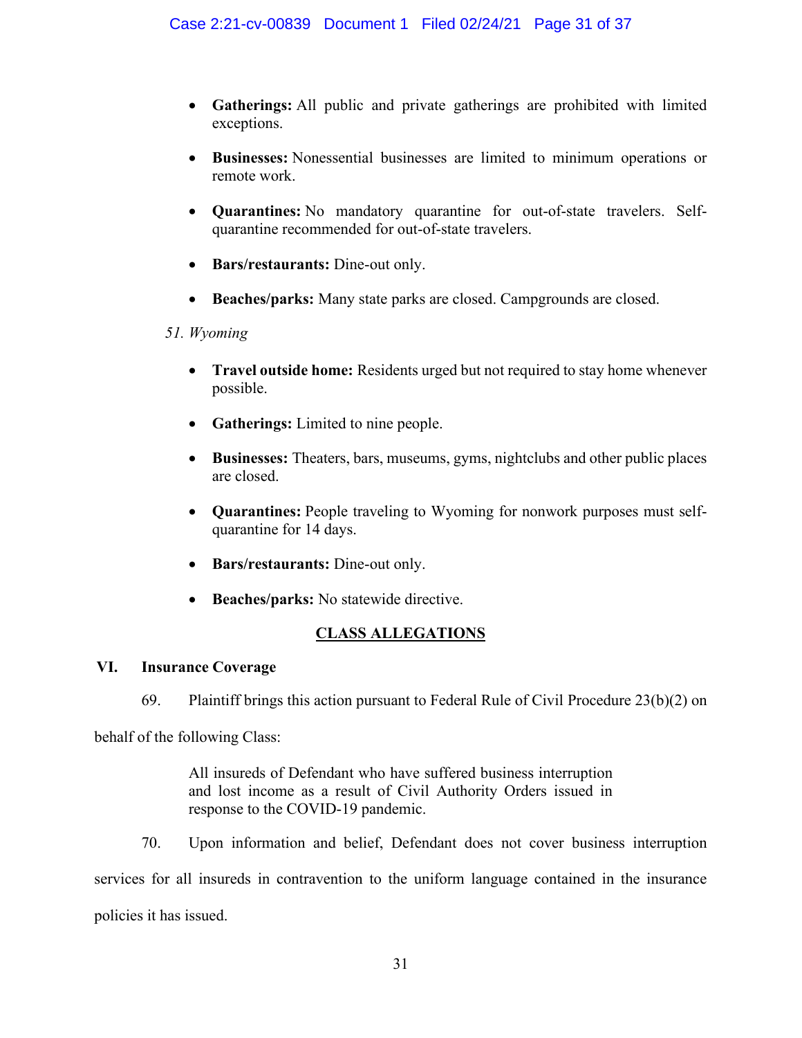- **Gatherings:** All public and private gatherings are prohibited with limited exceptions.
- **Businesses:** Nonessential businesses are limited to minimum operations or remote work.
- **Quarantines:** No mandatory quarantine for out-of-state travelers. Self-quarantine recommended for out-of-state travelers.
- **Bars/restaurants:** Dine-out only.
- **Beaches/parks:** Many state parks are closed. Campgrounds are closed.

*51. Wyoming*

- **Travel outside home:** Residents urged but not required to stay home whenever possible.
- **Gatherings:** Limited to nine people.
- **Businesses:** Theaters, bars, museums, gyms, nightclubs and other public places are closed.
- **Quarantines:** People traveling to Wyoming for nonwork purposes must self-quarantine for 14 days.
- **Bars/restaurants:** Dine-out only.
- **Beaches/parks:** No statewide directive.

## CLASS ALLEGATIONS

### VI. Insurance Coverage

69. Plaintiff brings this action pursuant to Federal Rule of Civil Procedure 23(b)(2) on behalf of the following Class:

> All insureds of Defendant who have suffered business interruption and lost income as a result of Civil Authority Orders issued in response to the COVID-19 pandemic.

70. Upon information and belief, Defendant does not cover business interruption services for all insureds in contravention to the uniform language contained in the insurance policies it has issued.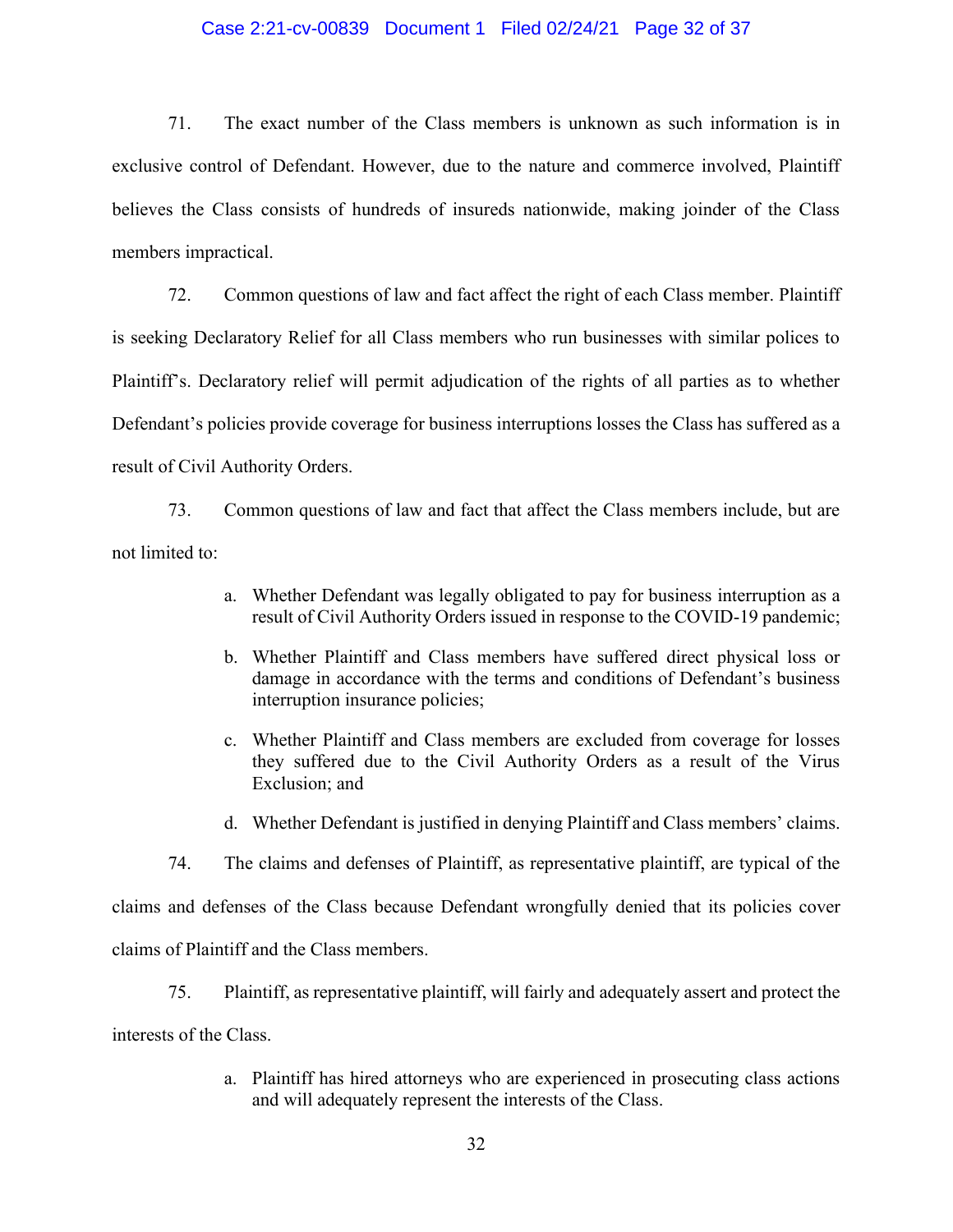71. The exact number of the Class members is unknown as such information is in exclusive control of Defendant. However, due to the nature and commerce involved, Plaintiff believes the Class consists of hundreds of insureds nationwide, making joinder of the Class members impractical.

72. Common questions of law and fact affect the right of each Class member. Plaintiff is seeking Declaratory Relief for all Class members who run businesses with similar polices to Plaintiff's. Declaratory relief will permit adjudication of the rights of all parties as to whether Defendant's policies provide coverage for business interruptions losses the Class has suffered as a result of Civil Authority Orders.

73. Common questions of law and fact that affect the Class members include, but are not limited to:

a. Whether Defendant was legally obligated to pay for business interruption as a result of Civil Authority Orders issued in response to the COVID-19 pandemic;

b. Whether Plaintiff and Class members have suffered direct physical loss or damage in accordance with the terms and conditions of Defendant's business interruption insurance policies;

c. Whether Plaintiff and Class members are excluded from coverage for losses they suffered due to the Civil Authority Orders as a result of the Virus Exclusion; and

d. Whether Defendant is justified in denying Plaintiff and Class members' claims.

74. The claims and defenses of Plaintiff, as representative plaintiff, are typical of the claims and defenses of the Class because Defendant wrongfully denied that its policies cover claims of Plaintiff and the Class members.

75. Plaintiff, as representative plaintiff, will fairly and adequately assert and protect the interests of the Class.

a. Plaintiff has hired attorneys who are experienced in prosecuting class actions and will adequately represent the interests of the Class.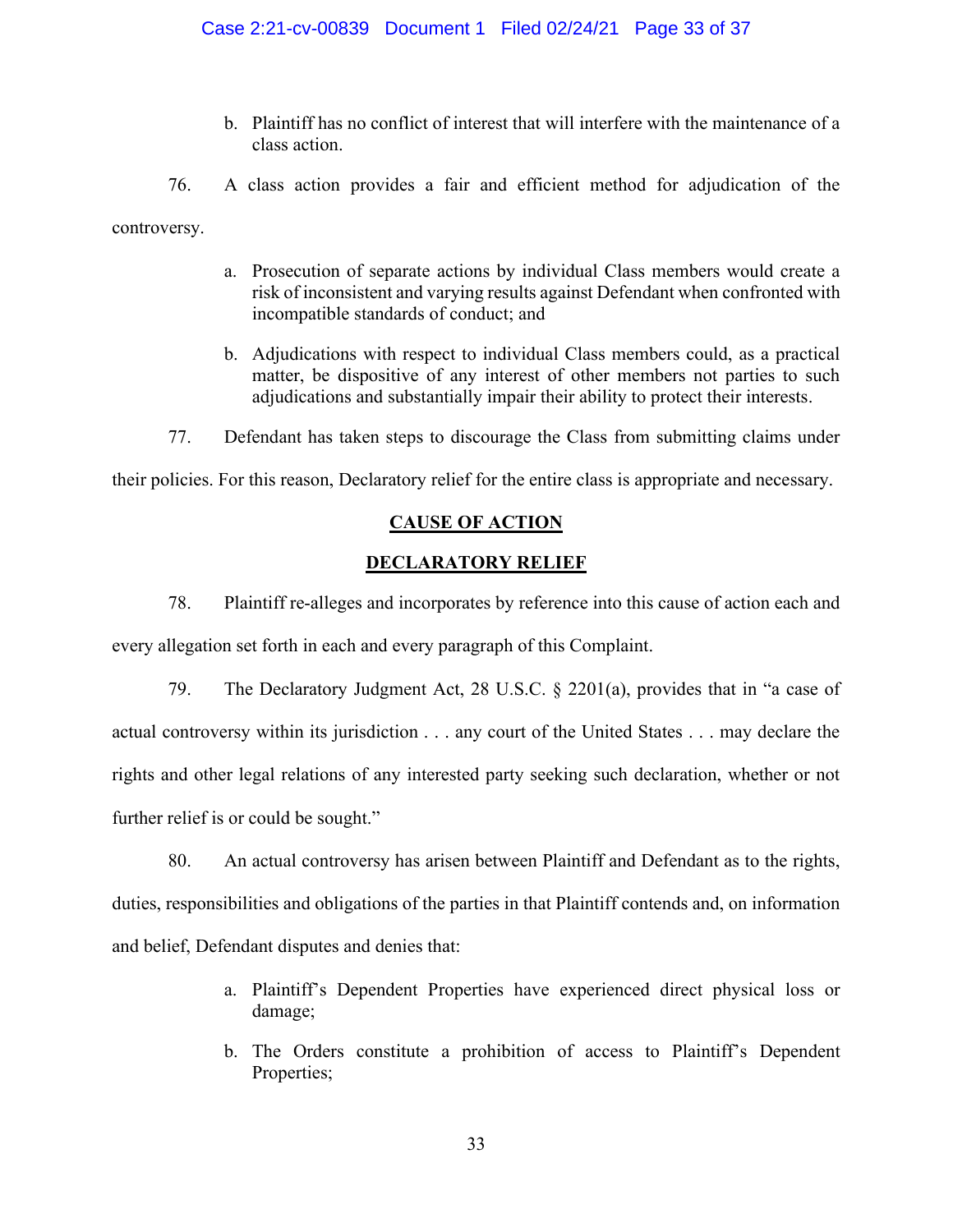b. Plaintiff has no conflict of interest that will interfere with the maintenance of a class action.

76. A class action provides a fair and efficient method for adjudication of the controversy.

a. Prosecution of separate actions by individual Class members would create a risk of inconsistent and varying results against Defendant when confronted with incompatible standards of conduct; and

b. Adjudications with respect to individual Class members could, as a practical matter, be dispositive of any interest of other members not parties to such adjudications and substantially impair their ability to protect their interests.

77. Defendant has taken steps to discourage the Class from submitting claims under their policies. For this reason, Declaratory relief for the entire class is appropriate and necessary.

## CAUSE OF ACTION

## DECLARATORY RELIEF

78. Plaintiff re-alleges and incorporates by reference into this cause of action each and every allegation set forth in each and every paragraph of this Complaint.

79. The Declaratory Judgment Act, 28 U.S.C. § 2201(a), provides that in "a case of actual controversy within its jurisdiction . . . any court of the United States . . . may declare the rights and other legal relations of any interested party seeking such declaration, whether or not further relief is or could be sought."

80. An actual controversy has arisen between Plaintiff and Defendant as to the rights, duties, responsibilities and obligations of the parties in that Plaintiff contends and, on information and belief, Defendant disputes and denies that:

a. Plaintiff's Dependent Properties have experienced direct physical loss or damage;

b. The Orders constitute a prohibition of access to Plaintiff's Dependent Properties;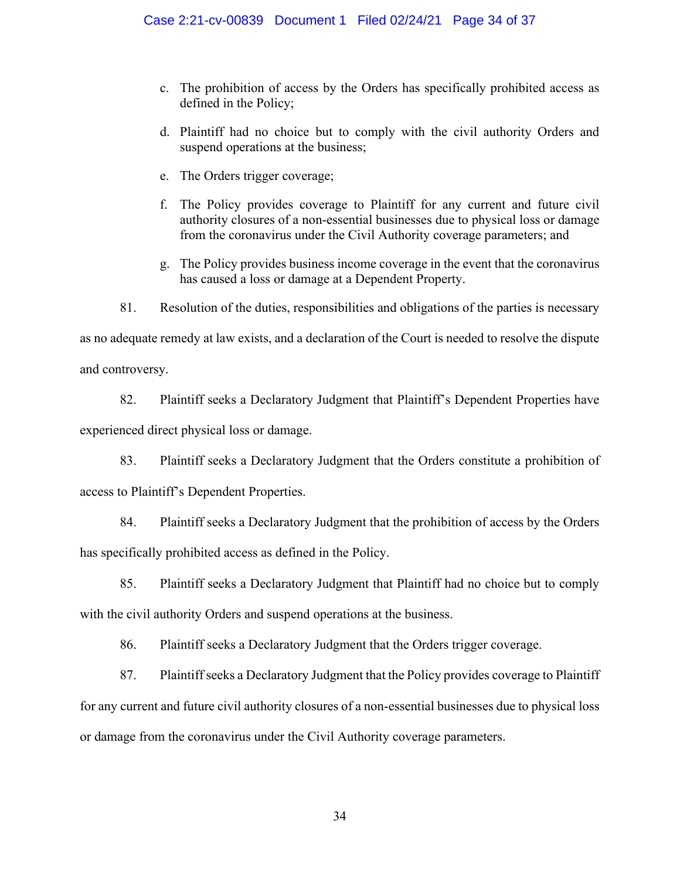c. The prohibition of access by the Orders has specifically prohibited access as defined in the Policy;

d. Plaintiff had no choice but to comply with the civil authority Orders and suspend operations at the business;

e. The Orders trigger coverage;

f. The Policy provides coverage to Plaintiff for any current and future civil authority closures of a non-essential businesses due to physical loss or damage from the coronavirus under the Civil Authority coverage parameters; and

g. The Policy provides business income coverage in the event that the coronavirus has caused a loss or damage at a Dependent Property.

81. Resolution of the duties, responsibilities and obligations of the parties is necessary as no adequate remedy at law exists, and a declaration of the Court is needed to resolve the dispute and controversy.

82. Plaintiff seeks a Declaratory Judgment that Plaintiff's Dependent Properties have experienced direct physical loss or damage.

83. Plaintiff seeks a Declaratory Judgment that the Orders constitute a prohibition of access to Plaintiff's Dependent Properties.

84. Plaintiff seeks a Declaratory Judgment that the prohibition of access by the Orders has specifically prohibited access as defined in the Policy.

85. Plaintiff seeks a Declaratory Judgment that Plaintiff had no choice but to comply with the civil authority Orders and suspend operations at the business.

86. Plaintiff seeks a Declaratory Judgment that the Orders trigger coverage.

87. Plaintiff seeks a Declaratory Judgment that the Policy provides coverage to Plaintiff for any current and future civil authority closures of a non-essential businesses due to physical loss or damage from the coronavirus under the Civil Authority coverage parameters.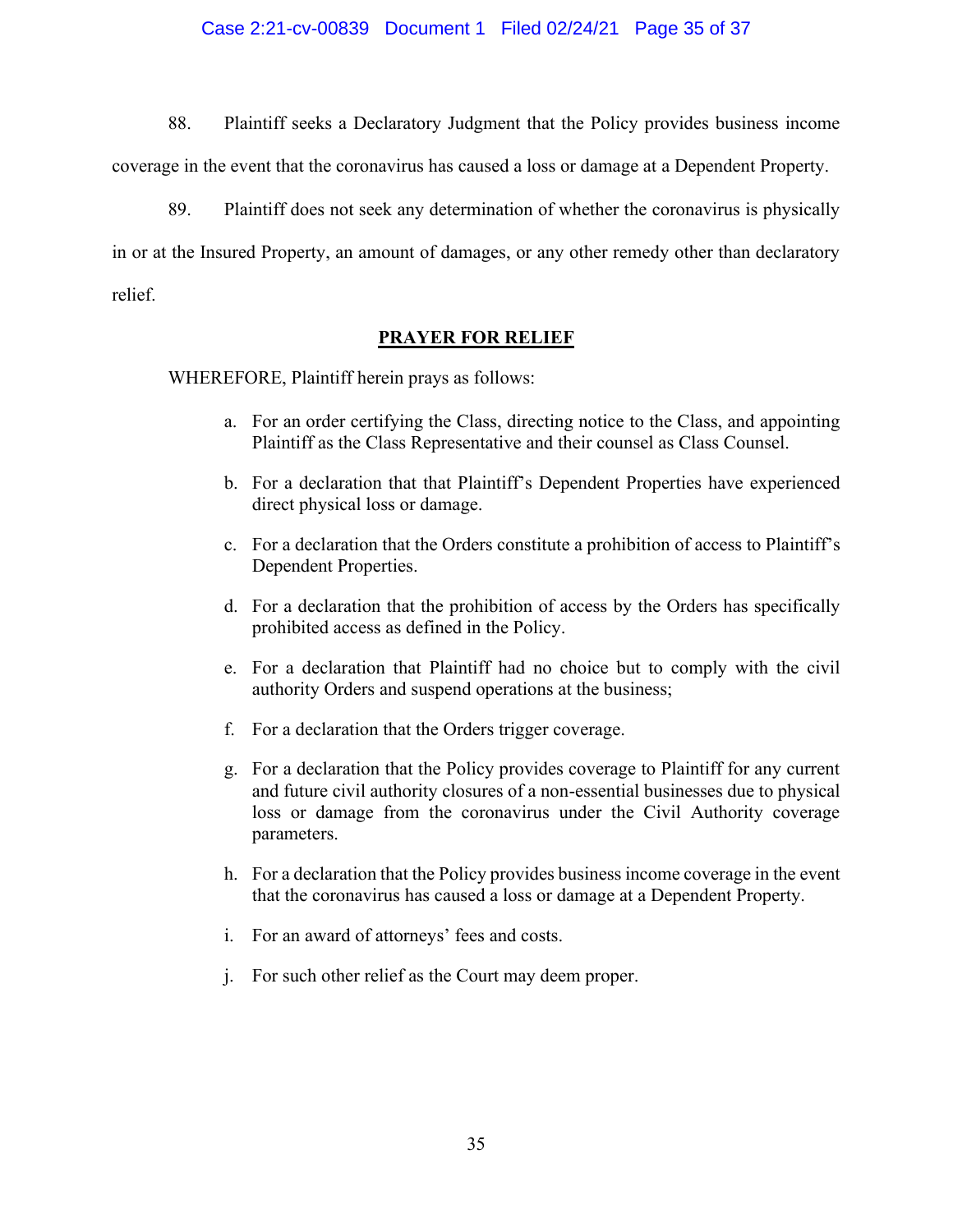88. Plaintiff seeks a Declaratory Judgment that the Policy provides business income coverage in the event that the coronavirus has caused a loss or damage at a Dependent Property.

89. Plaintiff does not seek any determination of whether the coronavirus is physically in or at the Insured Property, an amount of damages, or any other remedy other than declaratory relief.

## PRAYER FOR RELIEF

WHEREFORE, Plaintiff herein prays as follows:

a. For an order certifying the Class, directing notice to the Class, and appointing Plaintiff as the Class Representative and their counsel as Class Counsel.

b. For a declaration that that Plaintiff's Dependent Properties have experienced direct physical loss or damage.

c. For a declaration that the Orders constitute a prohibition of access to Plaintiff's Dependent Properties.

d. For a declaration that the prohibition of access by the Orders has specifically prohibited access as defined in the Policy.

e. For a declaration that Plaintiff had no choice but to comply with the civil authority Orders and suspend operations at the business;

f. For a declaration that the Orders trigger coverage.

g. For a declaration that the Policy provides coverage to Plaintiff for any current and future civil authority closures of a non-essential businesses due to physical loss or damage from the coronavirus under the Civil Authority coverage parameters.

h. For a declaration that the Policy provides business income coverage in the event that the coronavirus has caused a loss or damage at a Dependent Property.

i. For an award of attorneys' fees and costs.

j. For such other relief as the Court may deem proper.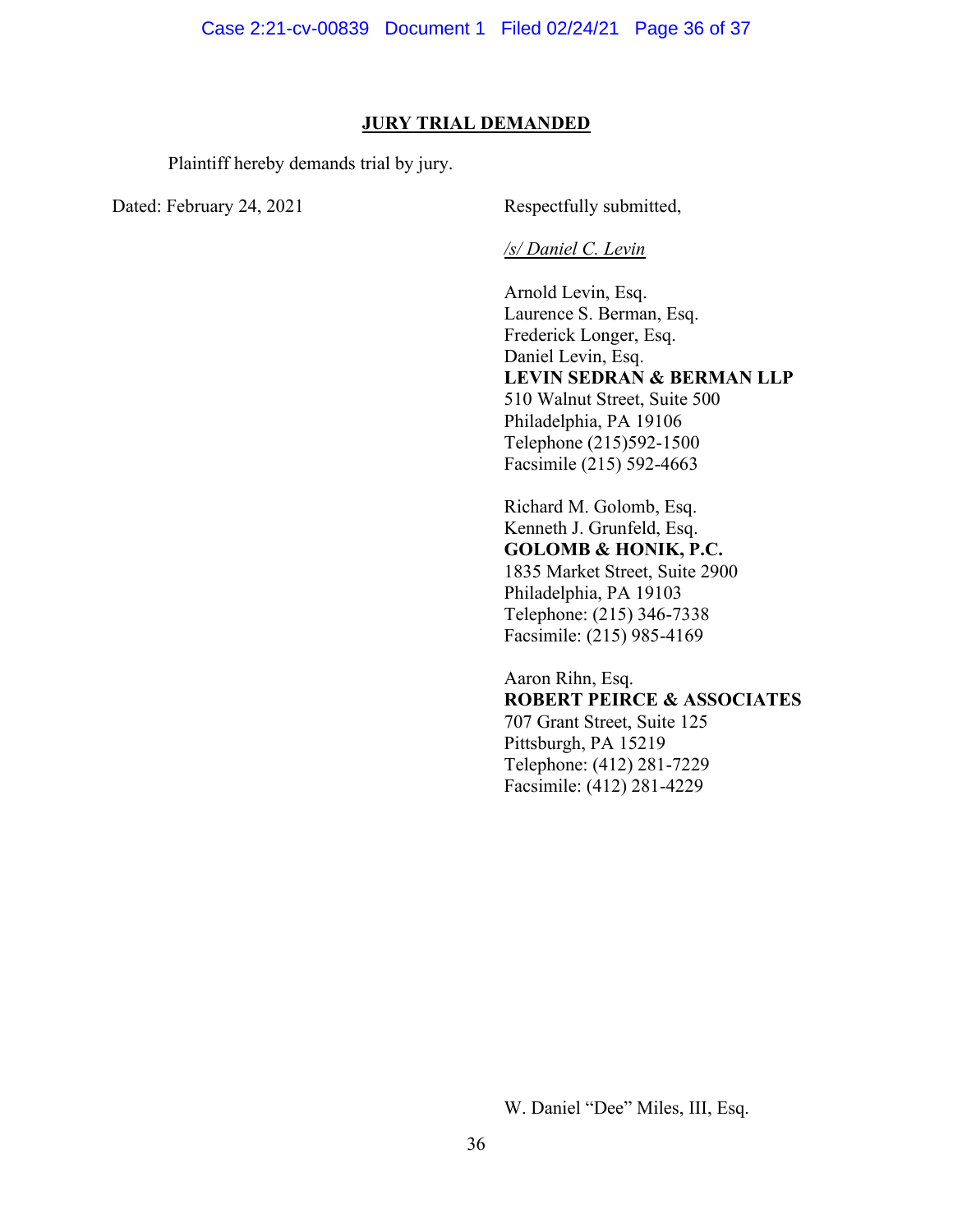## JURY TRIAL DEMANDED

Plaintiff hereby demands trial by jury.

Dated: February 24, 2021

Respectfully submitted,

*/s/ Daniel C. Levin*

Arnold Levin, Esq.
Laurence S. Berman, Esq.
Frederick Longer, Esq.
Daniel Levin, Esq.
**LEVIN SEDRAN & BERMAN LLP**
510 Walnut Street, Suite 500
Philadelphia, PA 19106
Telephone (215)592-1500
Facsimile (215) 592-4663

Richard M. Golomb, Esq.
Kenneth J. Grunfeld, Esq.
**GOLOMB & HONIK, P.C.**
1835 Market Street, Suite 2900
Philadelphia, PA 19103
Telephone: (215) 346-7338
Facsimile: (215) 985-4169

Aaron Rihn, Esq.
**ROBERT PEIRCE & ASSOCIATES**
707 Grant Street, Suite 125
Pittsburgh, PA 15219
Telephone: (412) 281-7229
Facsimile: (412) 281-4229

W. Daniel "Dee" Miles, III, Esq.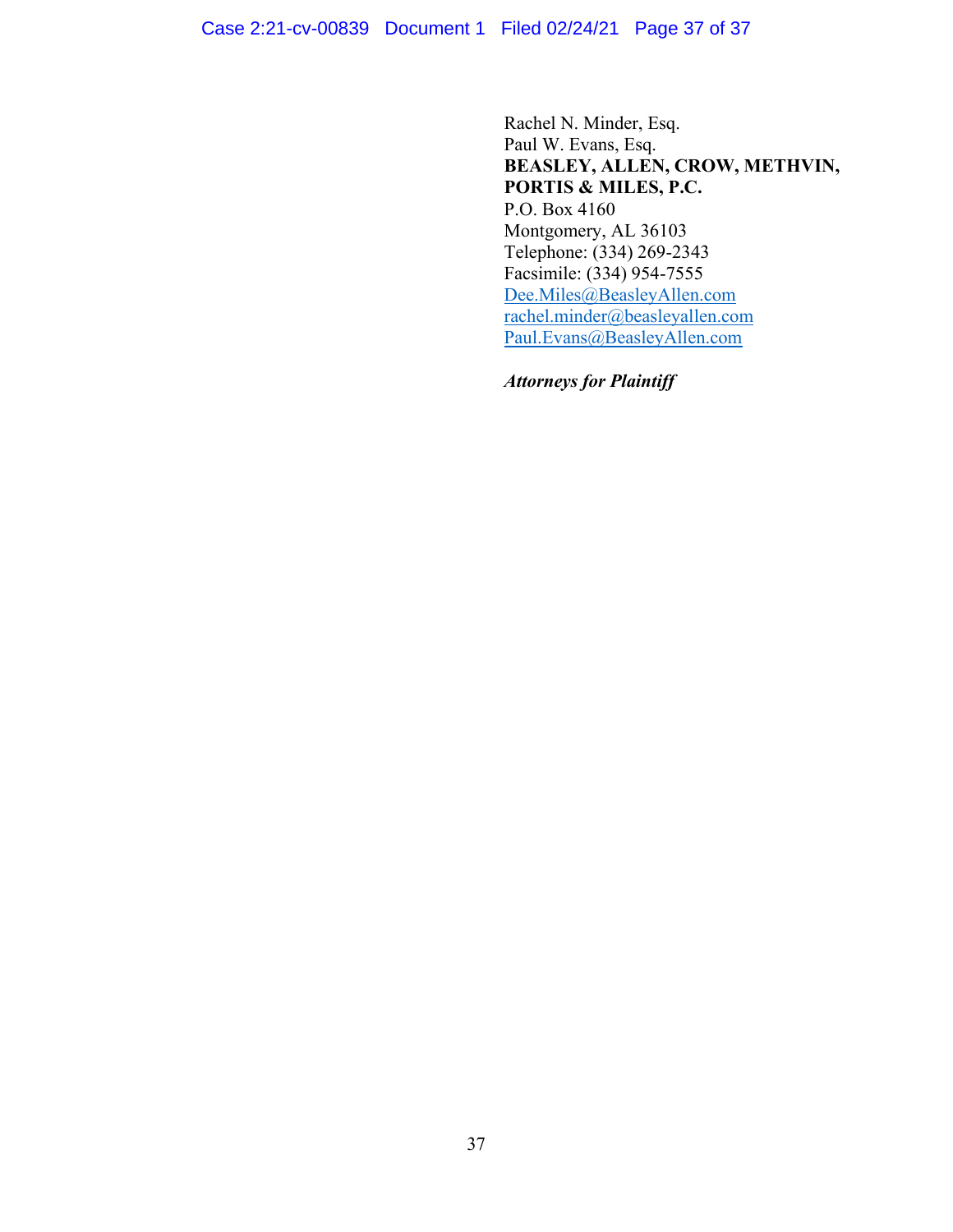Rachel N. Minder, Esq.
Paul W. Evans, Esq.
**BEASLEY, ALLEN, CROW, METHVIN, PORTIS & MILES, P.C.**
P.O. Box 4160
Montgomery, AL 36103
Telephone: (334) 269-2343
Facsimile: (334) 954-7555
Dee.Miles@BeasleyAllen.com
rachel.minder@beasleyallen.com
Paul.Evans@BeasleyAllen.com

***Attorneys for Plaintiff***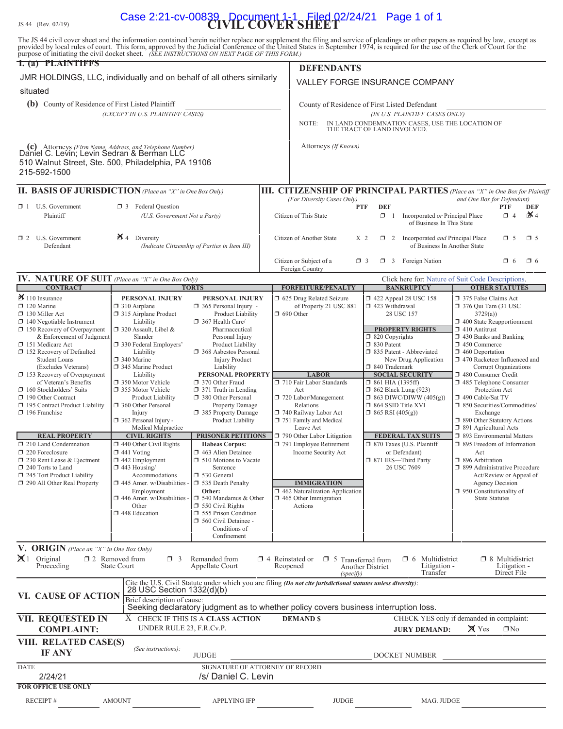JS 44 (Rev. 02/19)

# CIVIL COVER SHEET

The JS 44 civil cover sheet and the information contained herein neither replace nor supplement the filing and service of pleadings or other papers as required by law, except as provided by local rules of court. This form, approved by the Judicial Conference of the United States in September 1974, is required for the use of the Clerk of Court for the purpose of initiating the civil docket sheet. *(SEE INSTRUCTIONS ON NEXT PAGE OF THIS FORM.)*

## I. (a) PLAINTIFFS

JMR HOLDINGS, LLC, individually and on behalf of all others similarly situated

**(b)** County of Residence of First Listed Plaintiff
*(EXCEPT IN U.S. PLAINTIFF CASES)*

**(c)** Attorneys *(Firm Name, Address, and Telephone Number)*
Daniel C. Levin; Levin Sedran & Berman LLC
510 Walnut Street, Ste. 500, Philadelphia, PA 19106
215-592-1500

## DEFENDANTS

VALLEY FORGE INSURANCE COMPANY

County of Residence of First Listed Defendant
*(IN U.S. PLAINTIFF CASES ONLY)*

NOTE: IN LAND CONDEMNATION CASES, USE THE LOCATION OF THE TRACT OF LAND INVOLVED.

Attorneys *(If Known)*

## II. BASIS OF JURISDICTION *(Place an "X" in One Box Only)*

- ☐ 1 U.S. Government Plaintiff
- ☐ 3 Federal Question *(U.S. Government Not a Party)*
- ☐ 2 U.S. Government Defendant
- ☒ 4 Diversity *(Indicate Citizenship of Parties in Item III)*

## III. CITIZENSHIP OF PRINCIPAL PARTIES *(Place an "X" in One Box for Plaintiff and One Box for Defendant)*
*(For Diversity Cases Only)*

| | PTF | DEF | | PTF | DEF |
|---|---|---|---|---|---|
| Citizen of This State | ☐ 1 | ☐ 1 | Incorporated *or* Principal Place of Business In This State | ☐ 4 | ☒ 4 |
| Citizen of Another State | X 2 | ☐ 2 | Incorporated *and* Principal Place of Business In Another State | ☐ 5 | ☐ 5 |
| Citizen or Subject of a Foreign Country | ☐ 3 | ☐ 3 | Foreign Nation | ☐ 6 | ☐ 6 |

## IV. NATURE OF SUIT *(Place an "X" in One Box Only)*

Click here for: Nature of Suit Code Descriptions.

**CONTRACT**
- ☒ 110 Insurance
- ☐ 120 Marine
- ☐ 130 Miller Act
- ☐ 140 Negotiable Instrument
- ☐ 150 Recovery of Overpayment & Enforcement of Judgment
- ☐ 151 Medicare Act
- ☐ 152 Recovery of Defaulted Student Loans (Excludes Veterans)
- ☐ 153 Recovery of Overpayment of Veteran's Benefits
- ☐ 160 Stockholders' Suits
- ☐ 190 Other Contract
- ☐ 195 Contract Product Liability
- ☐ 196 Franchise

**REAL PROPERTY**
- ☐ 210 Land Condemnation
- ☐ 220 Foreclosure
- ☐ 230 Rent Lease & Ejectment
- ☐ 240 Torts to Land
- ☐ 245 Tort Product Liability
- ☐ 290 All Other Real Property

**TORTS — PERSONAL INJURY**
- ☐ 310 Airplane
- ☐ 315 Airplane Product Liability
- ☐ 320 Assault, Libel & Slander
- ☐ 330 Federal Employers' Liability
- ☐ 340 Marine
- ☐ 345 Marine Product Liability
- ☐ 350 Motor Vehicle
- ☐ 355 Motor Vehicle Product Liability
- ☐ 360 Other Personal Injury
- ☐ 362 Personal Injury - Medical Malpractice

**PERSONAL INJURY**
- ☐ 365 Personal Injury - Product Liability
- ☐ 367 Health Care/ Pharmaceutical Personal Injury Product Liability
- ☐ 368 Asbestos Personal Injury Product Liability

**PERSONAL PROPERTY**
- ☐ 370 Other Fraud
- ☐ 371 Truth in Lending
- ☐ 380 Other Personal Property Damage
- ☐ 385 Property Damage Product Liability

**CIVIL RIGHTS**
- ☐ 440 Other Civil Rights
- ☐ 441 Voting
- ☐ 442 Employment
- ☐ 443 Housing/ Accommodations
- ☐ 445 Amer. w/Disabilities - Employment
- ☐ 446 Amer. w/Disabilities - Other
- ☐ 448 Education

**PRISONER PETITIONS**
Habeas Corpus:
- ☐ 463 Alien Detainee
- ☐ 510 Motions to Vacate Sentence
- ☐ 530 General
- ☐ 535 Death Penalty

Other:
- ☐ 540 Mandamus & Other
- ☐ 550 Civil Rights
- ☐ 555 Prison Condition
- ☐ 560 Civil Detainee - Conditions of Confinement

**FORFEITURE/PENALTY**
- ☐ 625 Drug Related Seizure of Property 21 USC 881
- ☐ 690 Other

**LABOR**
- ☐ 710 Fair Labor Standards Act
- ☐ 720 Labor/Management Relations
- ☐ 740 Railway Labor Act
- ☐ 751 Family and Medical Leave Act
- ☐ 790 Other Labor Litigation
- ☐ 791 Employee Retirement Income Security Act

**IMMIGRATION**
- ☐ 462 Naturalization Application
- ☐ 465 Other Immigration Actions

**BANKRUPTCY**
- ☐ 422 Appeal 28 USC 158
- ☐ 423 Withdrawal 28 USC 157

**PROPERTY RIGHTS**
- ☐ 820 Copyrights
- ☐ 830 Patent
- ☐ 835 Patent - Abbreviated New Drug Application
- ☐ 840 Trademark

**SOCIAL SECURITY**
- ☐ 861 HIA (1395ff)
- ☐ 862 Black Lung (923)
- ☐ 863 DIWC/DIWW (405(g))
- ☐ 864 SSID Title XVI
- ☐ 865 RSI (405(g))

**FEDERAL TAX SUITS**
- ☐ 870 Taxes (U.S. Plaintiff or Defendant)
- ☐ 871 IRS—Third Party 26 USC 7609

**OTHER STATUTES**
- ☐ 375 False Claims Act
- ☐ 376 Qui Tam (31 USC 3729(a))
- ☐ 400 State Reapportionment
- ☐ 410 Antitrust
- ☐ 430 Banks and Banking
- ☐ 450 Commerce
- ☐ 460 Deportation
- ☐ 470 Racketeer Influenced and Corrupt Organizations
- ☐ 480 Consumer Credit
- ☐ 485 Telephone Consumer Protection Act
- ☐ 490 Cable/Sat TV
- ☐ 850 Securities/Commodities/ Exchange
- ☐ 890 Other Statutory Actions
- ☐ 891 Agricultural Acts
- ☐ 893 Environmental Matters
- ☐ 895 Freedom of Information Act
- ☐ 896 Arbitration
- ☐ 899 Administrative Procedure Act/Review or Appeal of Agency Decision
- ☐ 950 Constitutionality of State Statutes

## V. ORIGIN *(Place an "X" in One Box Only)*

- ☒ 1 Original Proceeding
- ☐ 2 Removed from State Court
- ☐ 3 Remanded from Appellate Court
- ☐ 4 Reinstated or Reopened
- ☐ 5 Transferred from Another District *(specify)*
- ☐ 6 Multidistrict Litigation - Transfer
- ☐ 8 Multidistrict Litigation - Direct File

## VI. CAUSE OF ACTION

Cite the U.S. Civil Statute under which you are filing *(Do not cite jurisdictional statutes unless diversity)*:
28 USC Section 1332(d)(b)

Brief description of cause:
Seeking declaratory judgment as to whether policy covers business interruption loss.

## VII. REQUESTED IN COMPLAINT:

X CHECK IF THIS IS A **CLASS ACTION** UNDER RULE 23, F.R.Cv.P.

**DEMAND $**

CHECK YES only if demanded in complaint:
**JURY DEMAND:** ☒ Yes ☐ No

## VIII. RELATED CASE(S) IF ANY

*(See instructions)*: JUDGE DOCKET NUMBER

DATE
2/24/21

SIGNATURE OF ATTORNEY OF RECORD
/s/ Daniel C. Levin

**FOR OFFICE USE ONLY**

RECEIPT # AMOUNT APPLYING IFP JUDGE MAG. JUDGE